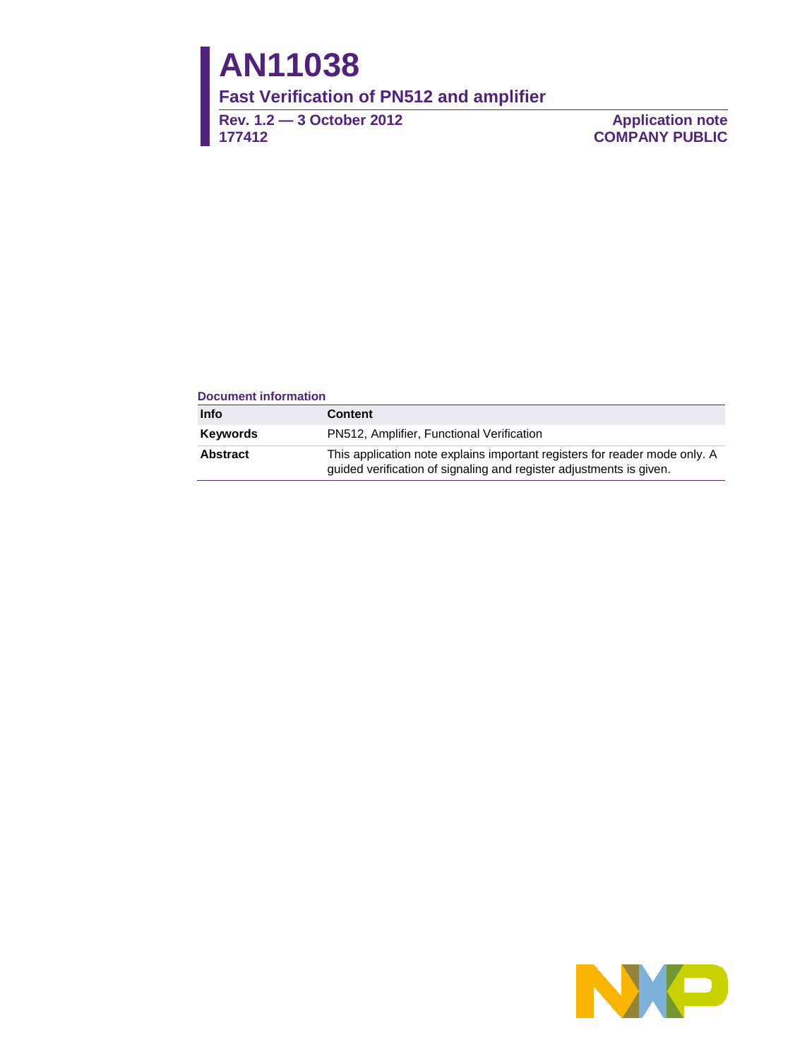# AN11038

## Fast Verification of PN512 and amplifier

**Rev. 1.2 — 3 October 2012**
**177412**

**Application note**
**COMPANY PUBLIC**

**Document information**

| Info | Content |
| --- | --- |
| **Keywords** | PN512, Amplifier, Functional Verification |
| **Abstract** | This application note explains important registers for reader mode only. A guided verification of signaling and register adjustments is given. |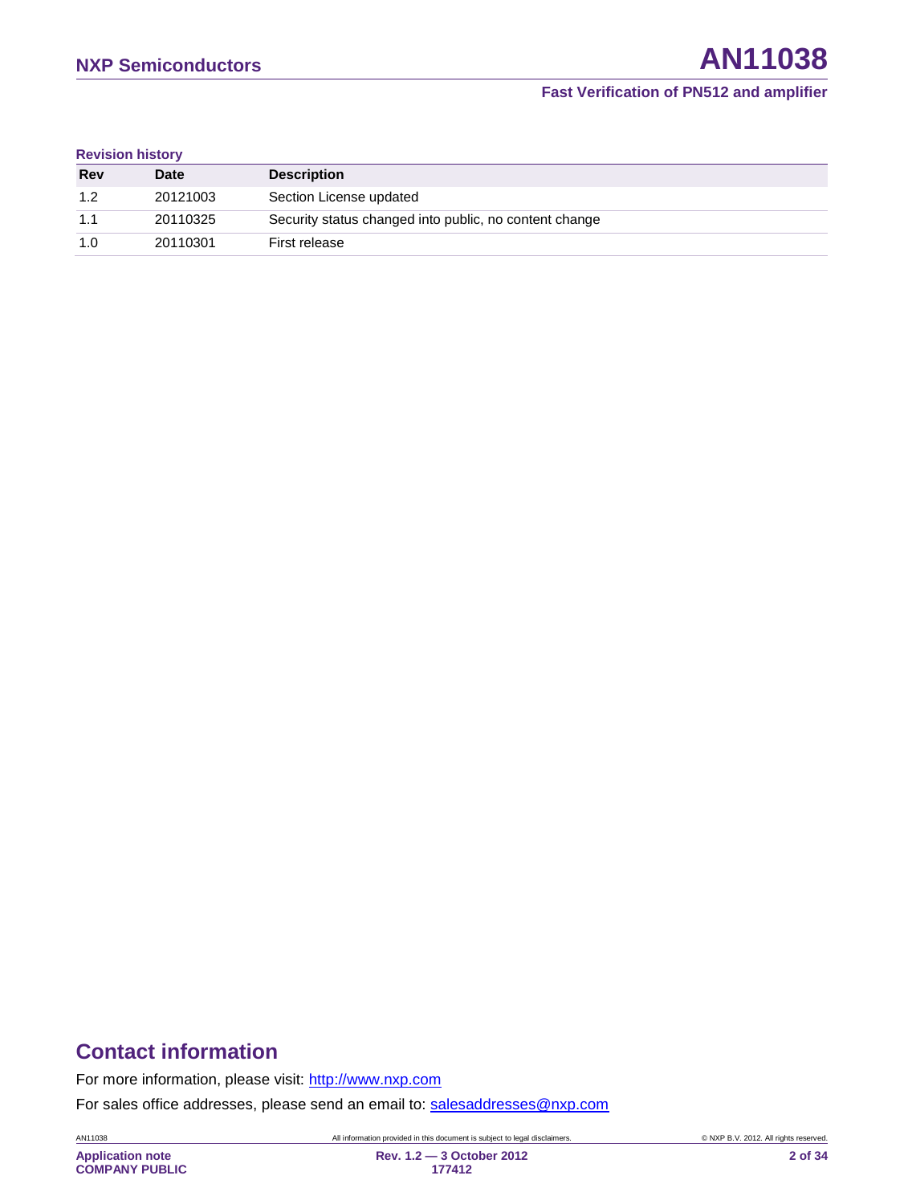**Revision history**

| Rev | Date | Description |
| --- | --- | --- |
| 1.2 | 20121003 | Section License updated |
| 1.1 | 20110325 | Security status changed into public, no content change |
| 1.0 | 20110301 | First release |

## Contact information

For more information, please visit: http://www.nxp.com

For sales office addresses, please send an email to: salesaddresses@nxp.com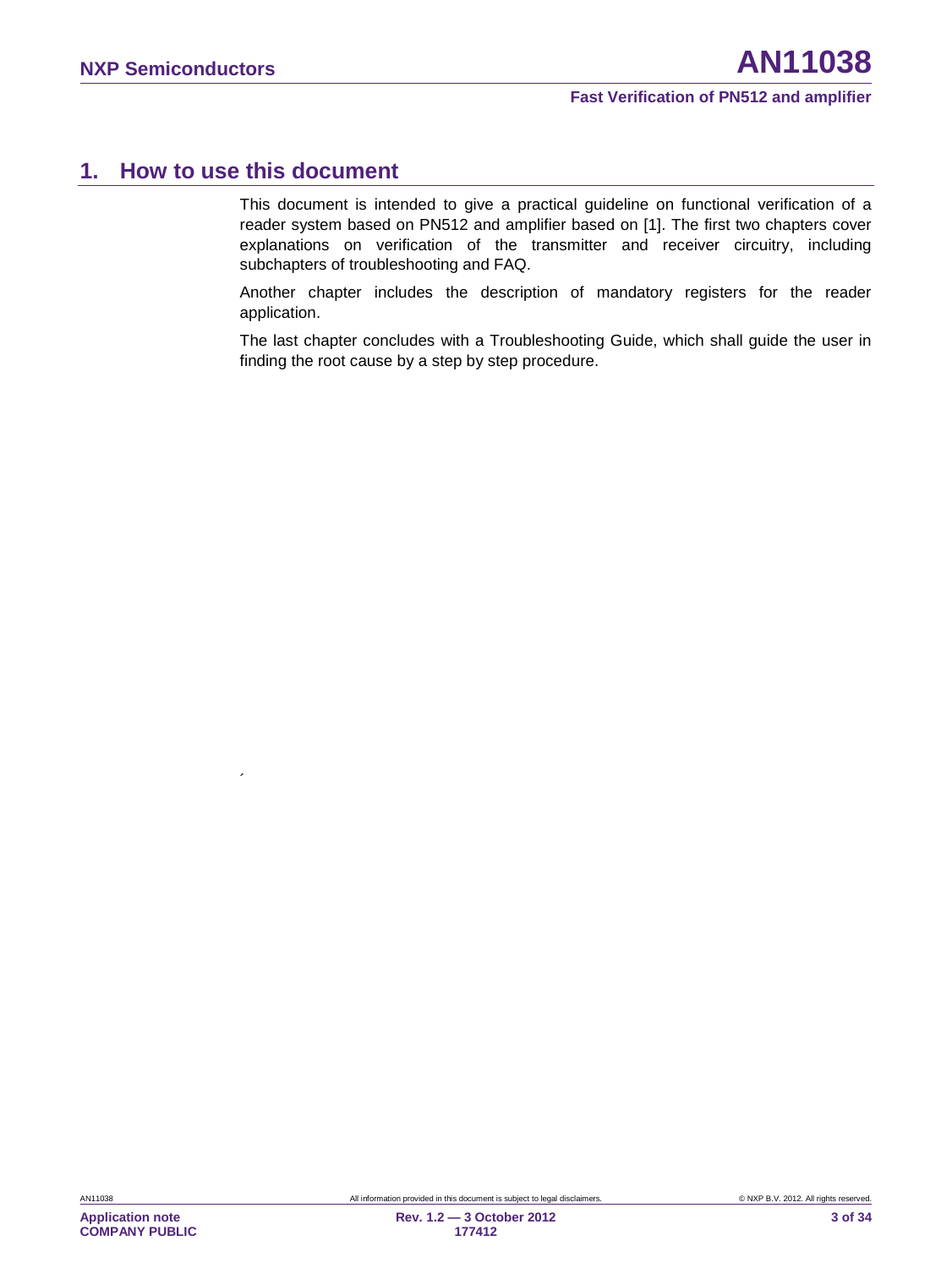# 1. How to use this document

This document is intended to give a practical guideline on functional verification of a reader system based on PN512 and amplifier based on [1]. The first two chapters cover explanations on verification of the transmitter and receiver circuitry, including subchapters of troubleshooting and FAQ.

Another chapter includes the description of mandatory registers for the reader application.

The last chapter concludes with a Troubleshooting Guide, which shall guide the user in finding the root cause by a step by step procedure.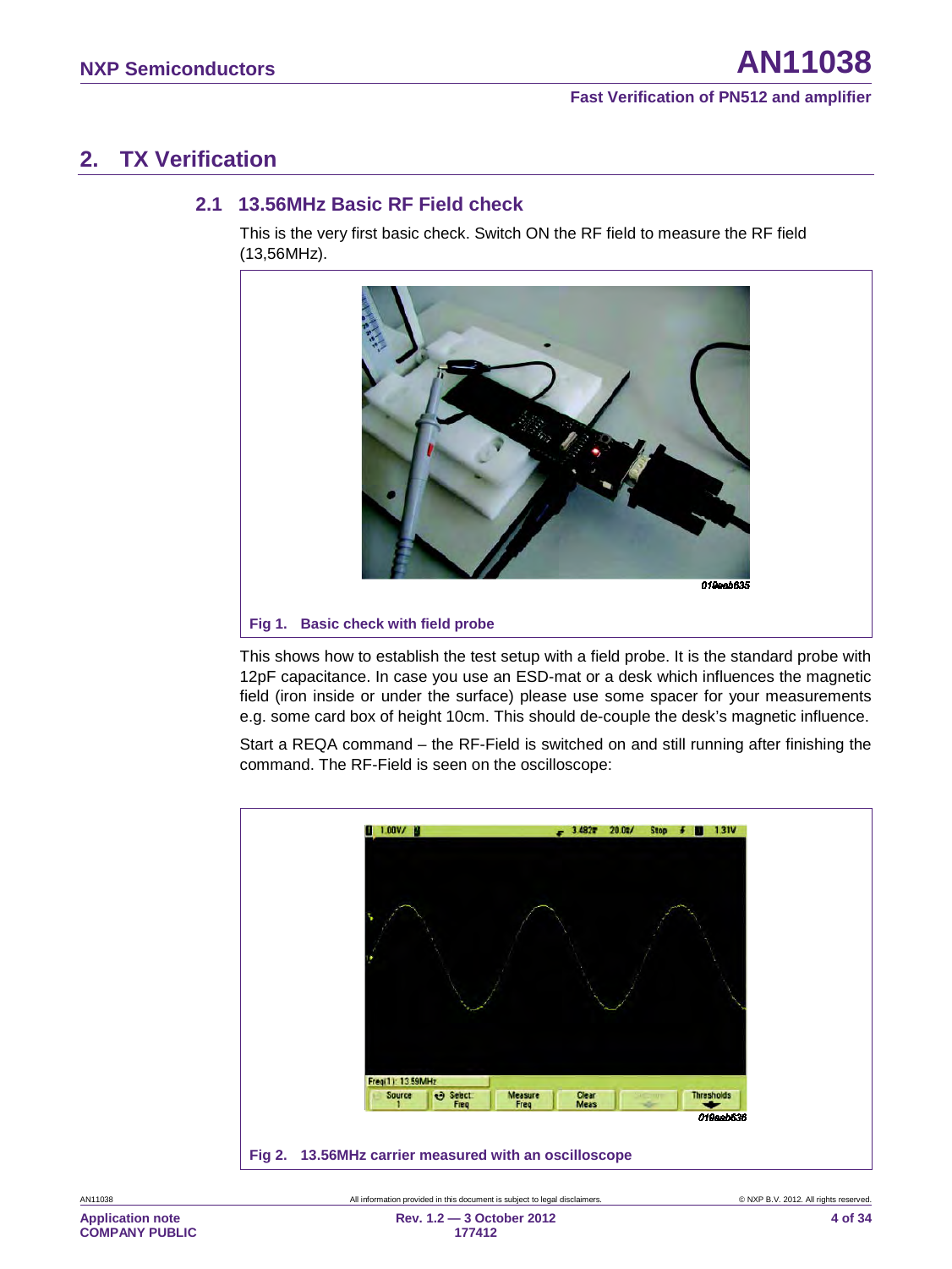## 2. TX Verification

### 2.1 13.56MHz Basic RF Field check

This is the very first basic check. Switch ON the RF field to measure the RF field (13,56MHz).

Fig 1. Basic check with field probe

This shows how to establish the test setup with a field probe. It is the standard probe with 12pF capacitance. In case you use an ESD-mat or a desk which influences the magnetic field (iron inside or under the surface) please use some spacer for your measurements e.g. some card box of height 10cm. This should de-couple the desk's magnetic influence.

Start a REQA command – the RF-Field is switched on and still running after finishing the command. The RF-Field is seen on the oscilloscope:

Fig 2. 13.56MHz carrier measured with an oscilloscope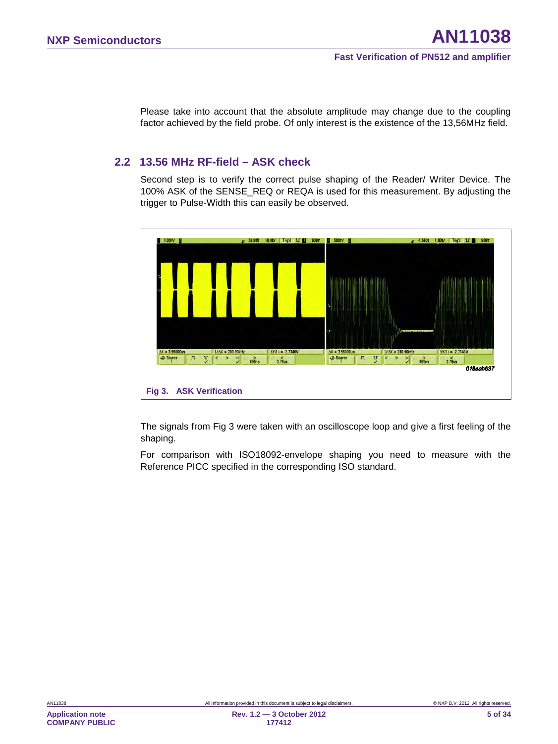Please take into account that the absolute amplitude may change due to the coupling factor achieved by the field probe. Of only interest is the existence of the 13,56MHz field.

## 2.2 13.56 MHz RF-field – ASK check

Second step is to verify the correct pulse shaping of the Reader/ Writer Device. The 100% ASK of the SENSE_REQ or REQA is used for this measurement. By adjusting the trigger to Pulse-Width this can easily be observed.

**Fig 3. ASK Verification**

The signals from Fig 3 were taken with an oscilloscope loop and give a first feeling of the shaping.

For comparison with ISO18092-envelope shaping you need to measure with the Reference PICC specified in the corresponding ISO standard.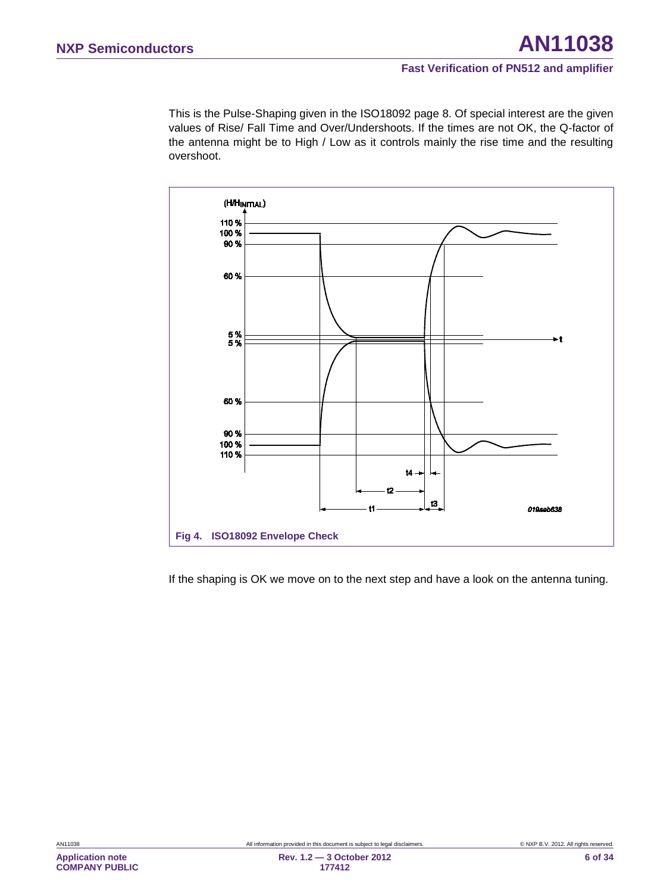This is the Pulse-Shaping given in the ISO18092 page 8. Of special interest are the given values of Rise/ Fall Time and Over/Undershoots. If the times are not OK, the Q-factor of the antenna might be to High / Low as it controls mainly the rise time and the resulting overshoot.

**Fig 4. ISO18092 Envelope Check**

If the shaping is OK we move on to the next step and have a look on the antenna tuning.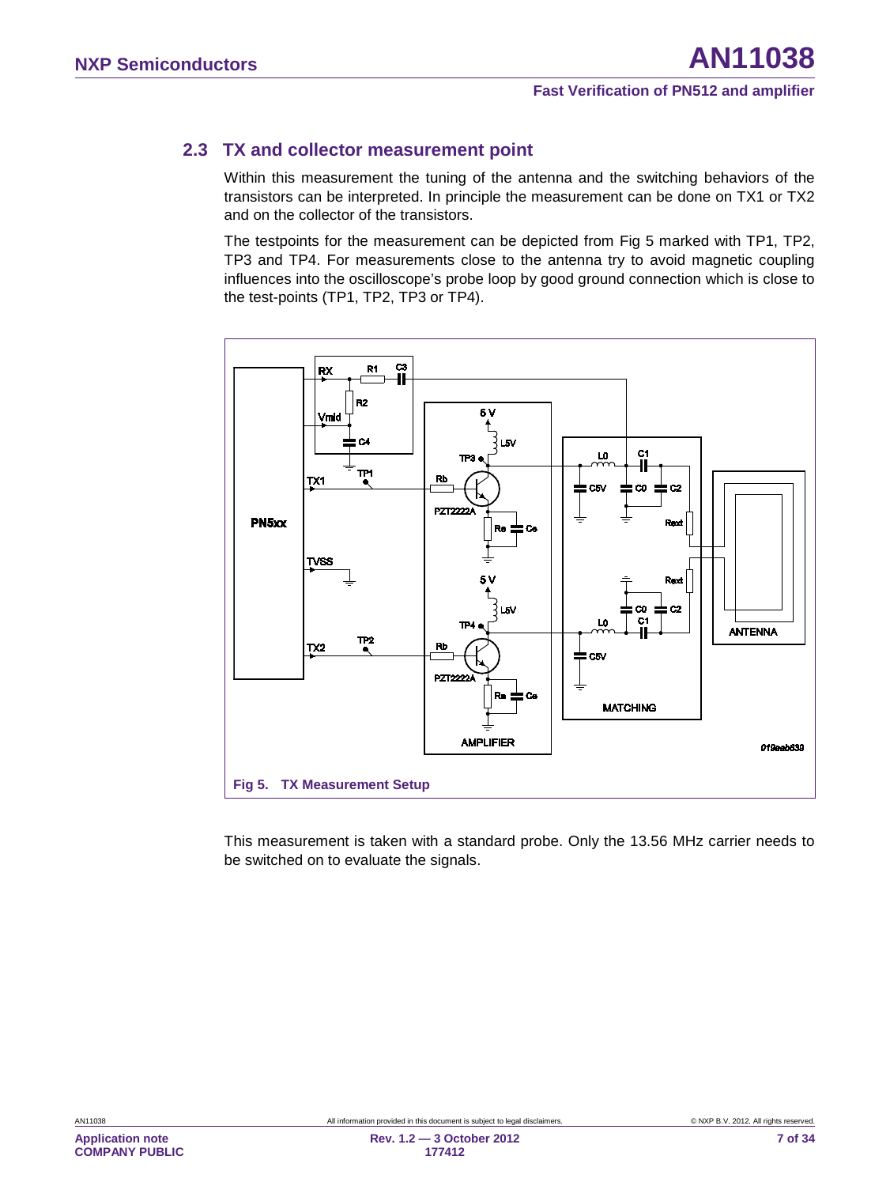## 2.3 TX and collector measurement point

Within this measurement the tuning of the antenna and the switching behaviors of the transistors can be interpreted. In principle the measurement can be done on TX1 or TX2 and on the collector of the transistors.

The testpoints for the measurement can be depicted from Fig 5 marked with TP1, TP2, TP3 and TP4. For measurements close to the antenna try to avoid magnetic coupling influences into the oscilloscope's probe loop by good ground connection which is close to the test-points (TP1, TP2, TP3 or TP4).

**Fig 5. TX Measurement Setup**

This measurement is taken with a standard probe. Only the 13.56 MHz carrier needs to be switched on to evaluate the signals.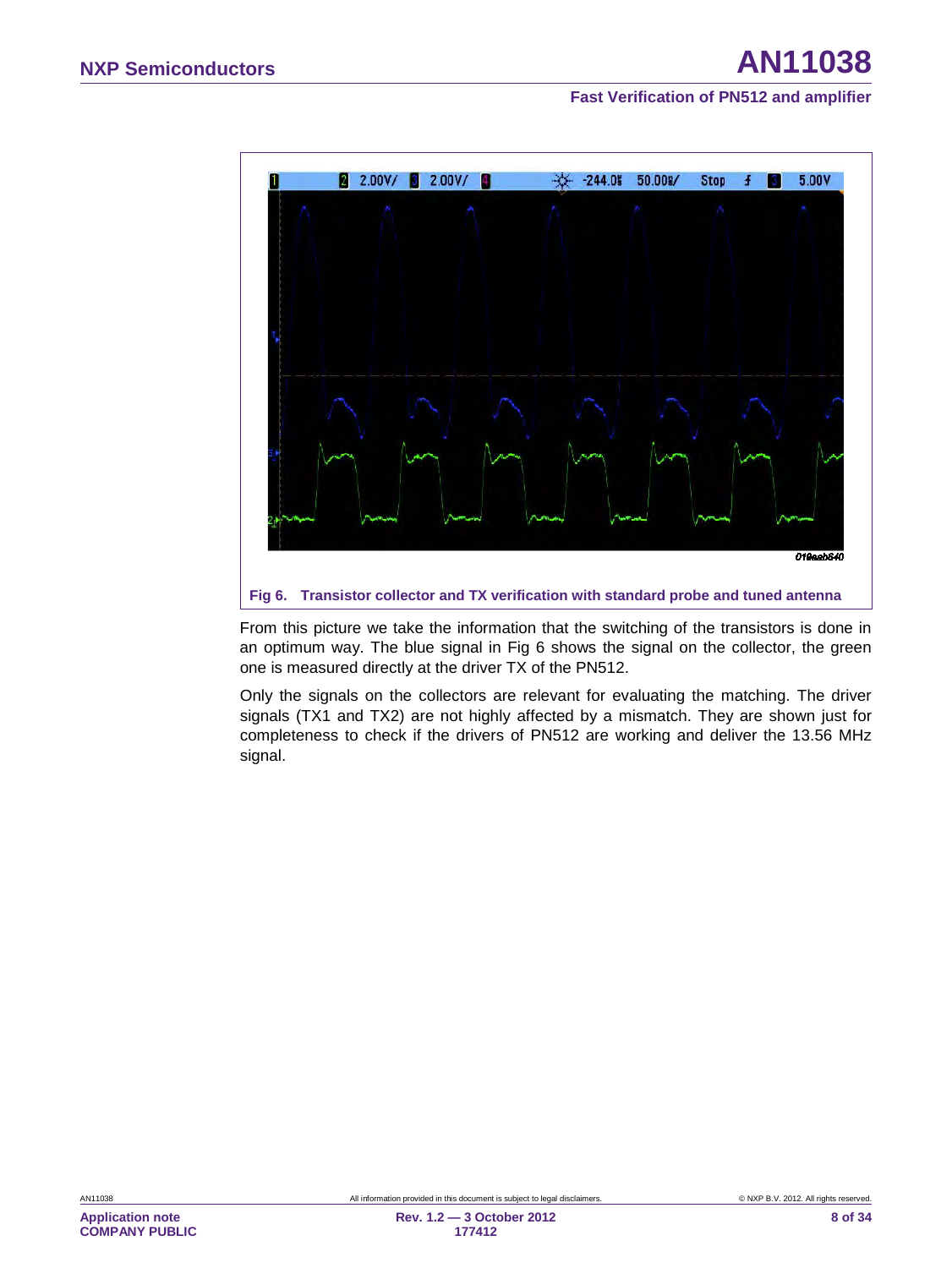Fig 6. Transistor collector and TX verification with standard probe and tuned antenna

From this picture we take the information that the switching of the transistors is done in an optimum way. The blue signal in Fig 6 shows the signal on the collector, the green one is measured directly at the driver TX of the PN512.

Only the signals on the collectors are relevant for evaluating the matching. The driver signals (TX1 and TX2) are not highly affected by a mismatch. They are shown just for completeness to check if the drivers of PN512 are working and deliver the 13.56 MHz signal.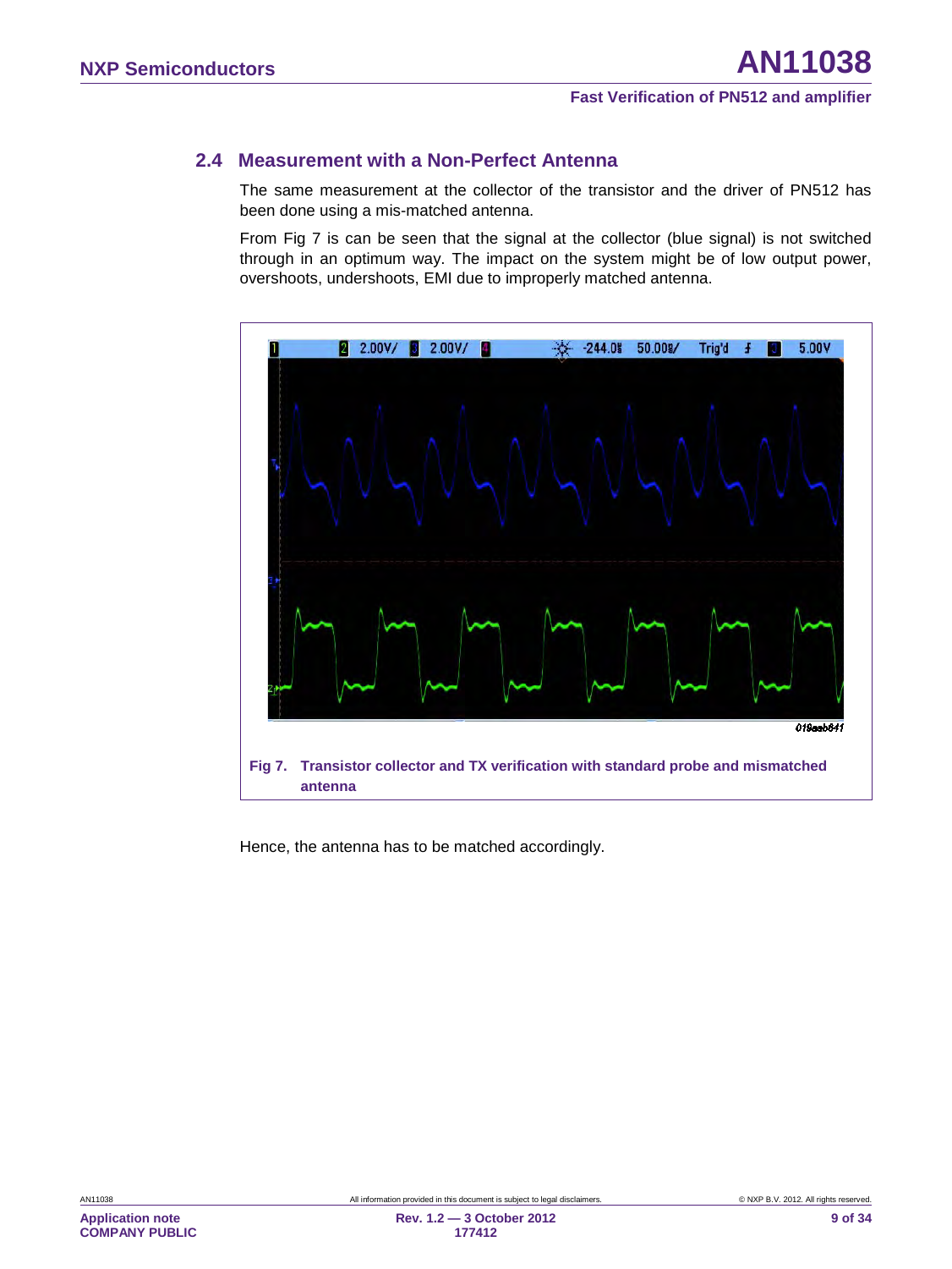## 2.4 Measurement with a Non-Perfect Antenna

The same measurement at the collector of the transistor and the driver of PN512 has been done using a mis-matched antenna.

From Fig 7 is can be seen that the signal at the collector (blue signal) is not switched through in an optimum way. The impact on the system might be of low output power, overshoots, undershoots, EMI due to improperly matched antenna.

**Fig 7. Transistor collector and TX verification with standard probe and mismatched antenna**

Hence, the antenna has to be matched accordingly.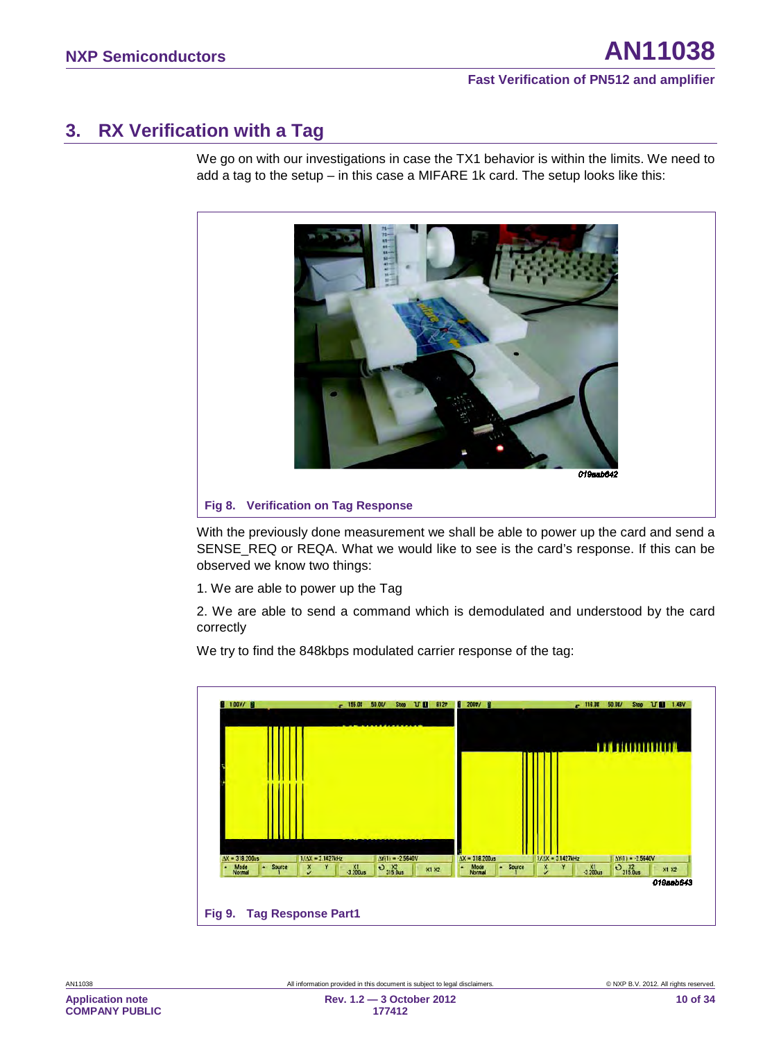## 3. RX Verification with a Tag

We go on with our investigations in case the TX1 behavior is within the limits. We need to add a tag to the setup – in this case a MIFARE 1k card. The setup looks like this:

019aab642

**Fig 8. Verification on Tag Response**

With the previously done measurement we shall be able to power up the card and send a SENSE_REQ or REQA. What we would like to see is the card's response. If this can be observed we know two things:

1. We are able to power up the Tag

2. We are able to send a command which is demodulated and understood by the card correctly

We try to find the 848kbps modulated carrier response of the tag:

019aab643

**Fig 9. Tag Response Part1**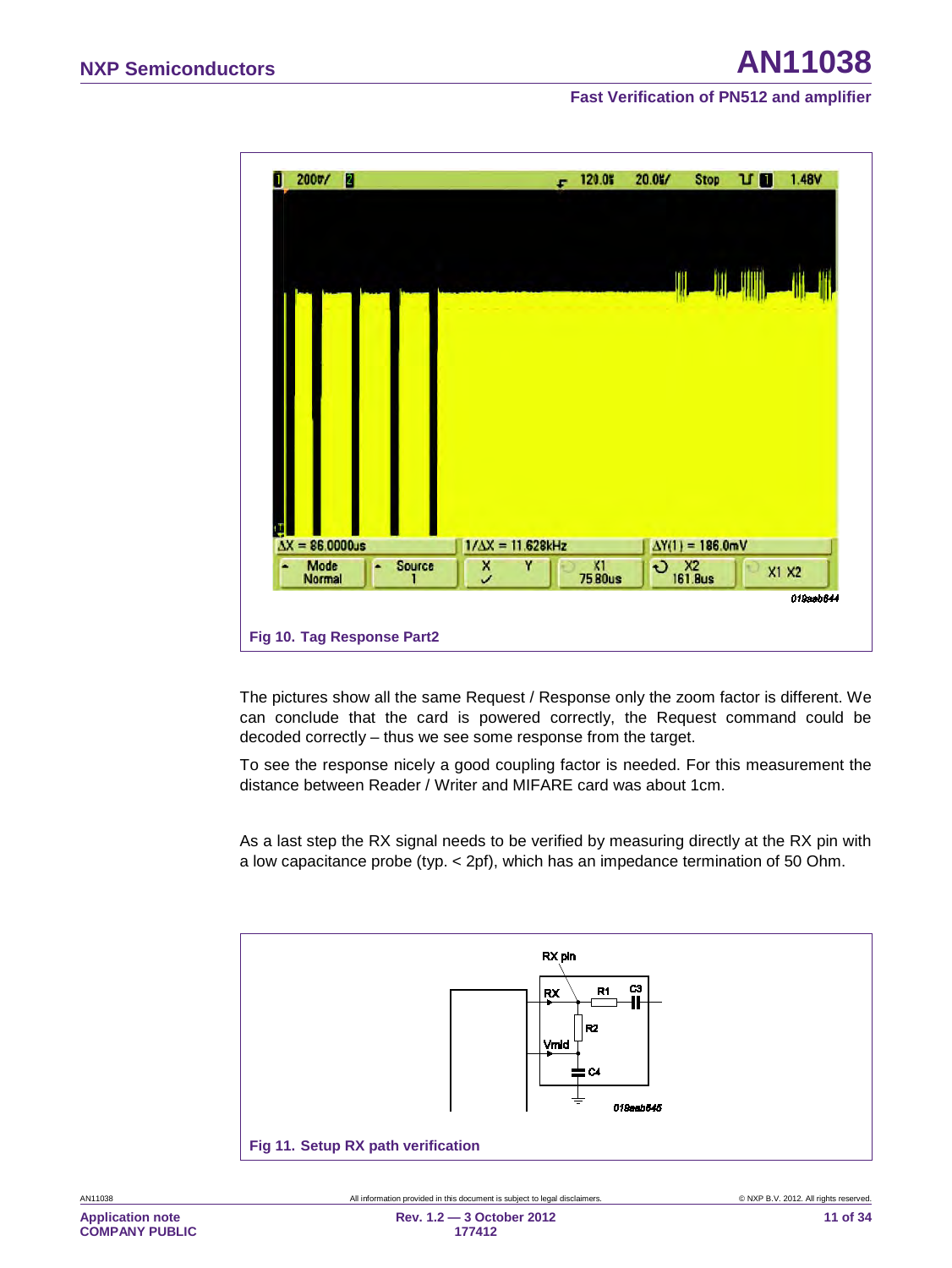Fig 10. Tag Response Part2

The pictures show all the same Request / Response only the zoom factor is different. We can conclude that the card is powered correctly, the Request command could be decoded correctly – thus we see some response from the target.

To see the response nicely a good coupling factor is needed. For this measurement the distance between Reader / Writer and MIFARE card was about 1cm.

As a last step the RX signal needs to be verified by measuring directly at the RX pin with a low capacitance probe (typ. < 2pf), which has an impedance termination of 50 Ohm.

Fig 11. Setup RX path verification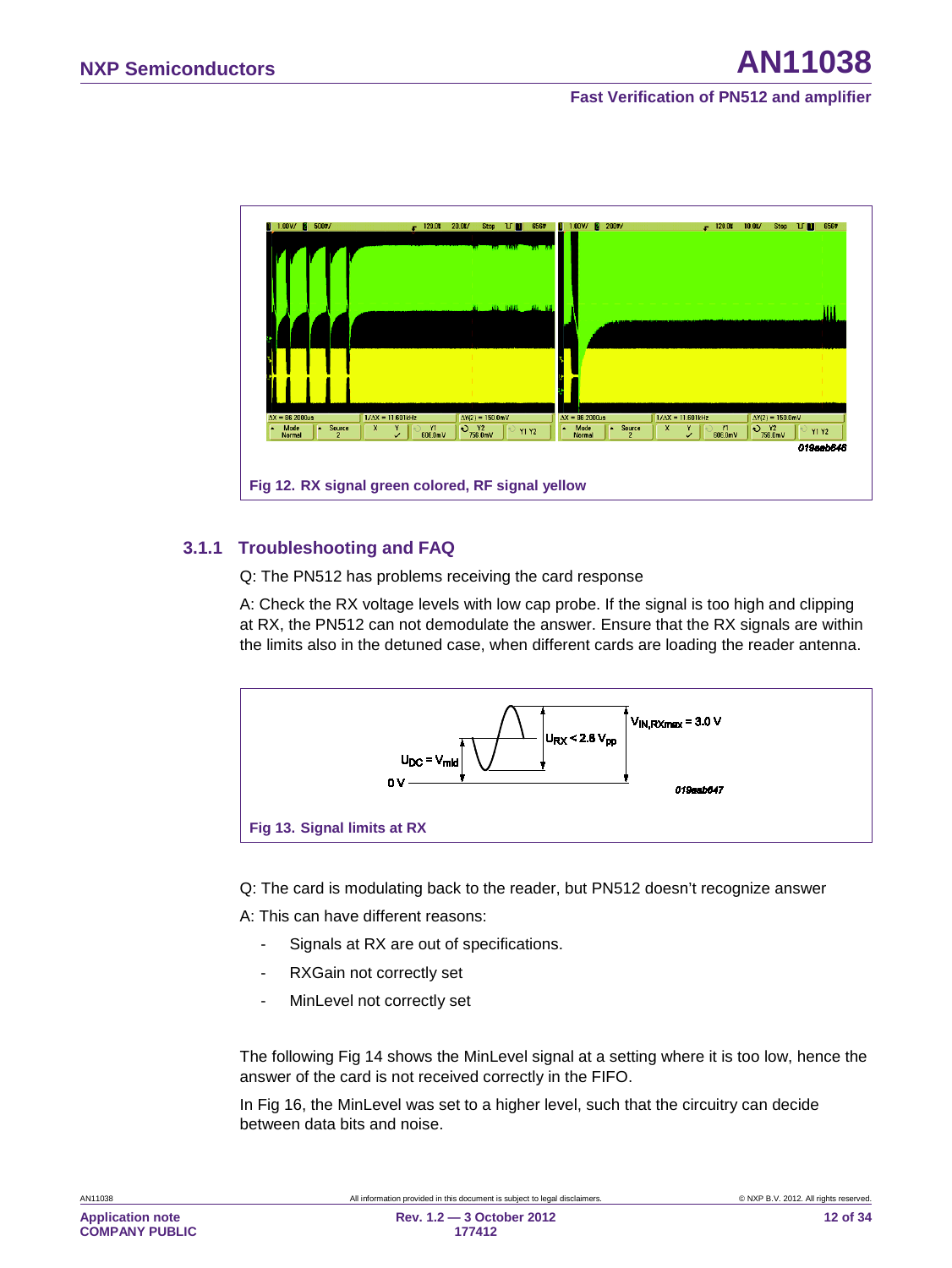Fig 12. RX signal green colored, RF signal yellow

### 3.1.1 Troubleshooting and FAQ

Q: The PN512 has problems receiving the card response

A: Check the RX voltage levels with low cap probe. If the signal is too high and clipping at RX, the PN512 can not demodulate the answer. Ensure that the RX signals are within the limits also in the detuned case, when different cards are loading the reader antenna.

$V_{IN,RXmax}$ = 3.0 V

$U_{RX}$ < 2.8 $V_{pp}$

$U_{DC}$ = $V_{mid}$

0 V

Fig 13. Signal limits at RX

Q: The card is modulating back to the reader, but PN512 doesn't recognize answer

A: This can have different reasons:

- Signals at RX are out of specifications.
- RXGain not correctly set
- MinLevel not correctly set

The following Fig 14 shows the MinLevel signal at a setting where it is too low, hence the answer of the card is not received correctly in the FIFO.

In Fig 16, the MinLevel was set to a higher level, such that the circuitry can decide between data bits and noise.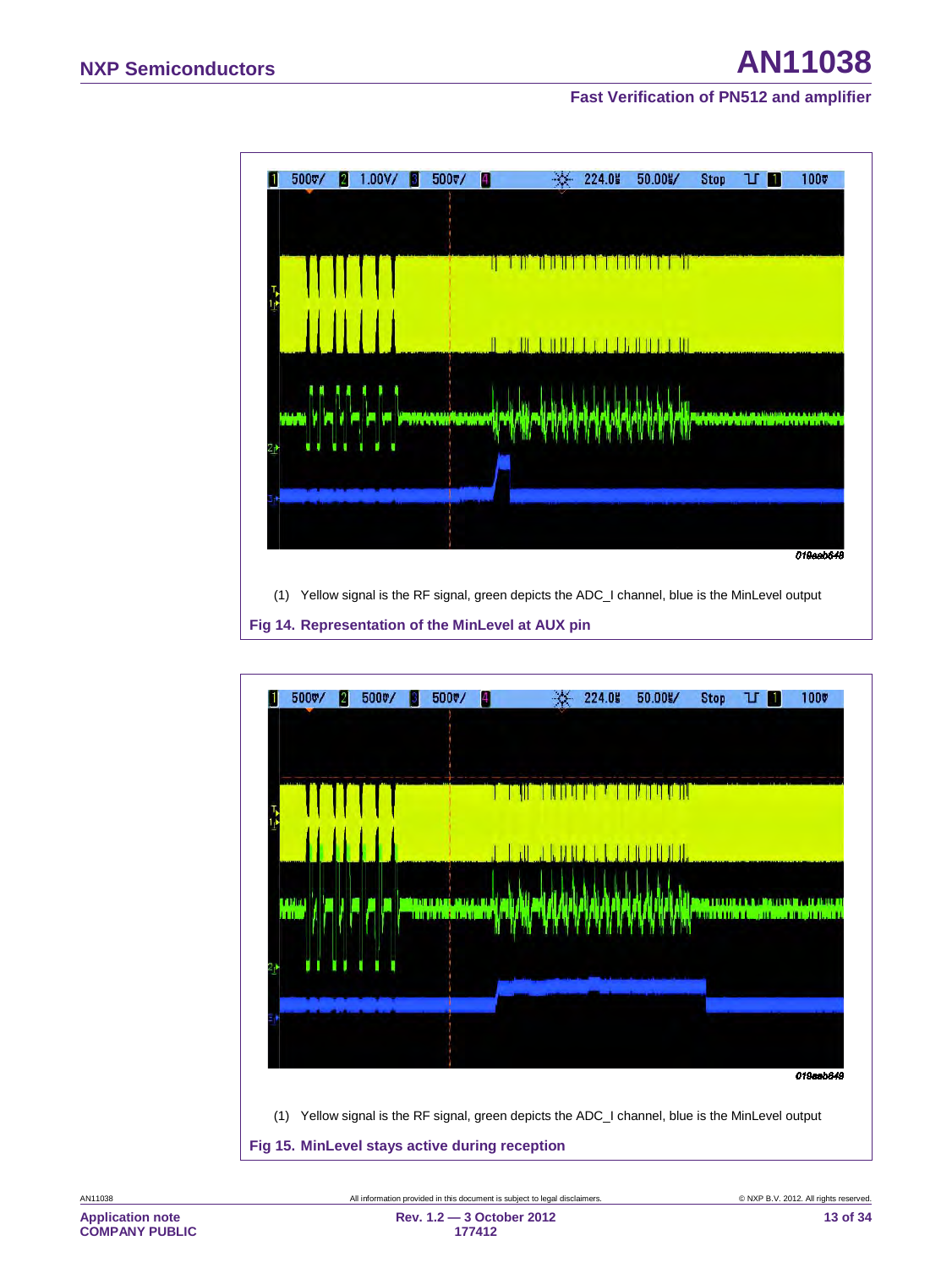(1) Yellow signal is the RF signal, green depicts the ADC_I channel, blue is the MinLevel output

**Fig 14. Representation of the MinLevel at AUX pin**

(1) Yellow signal is the RF signal, green depicts the ADC_I channel, blue is the MinLevel output

**Fig 15. MinLevel stays active during reception**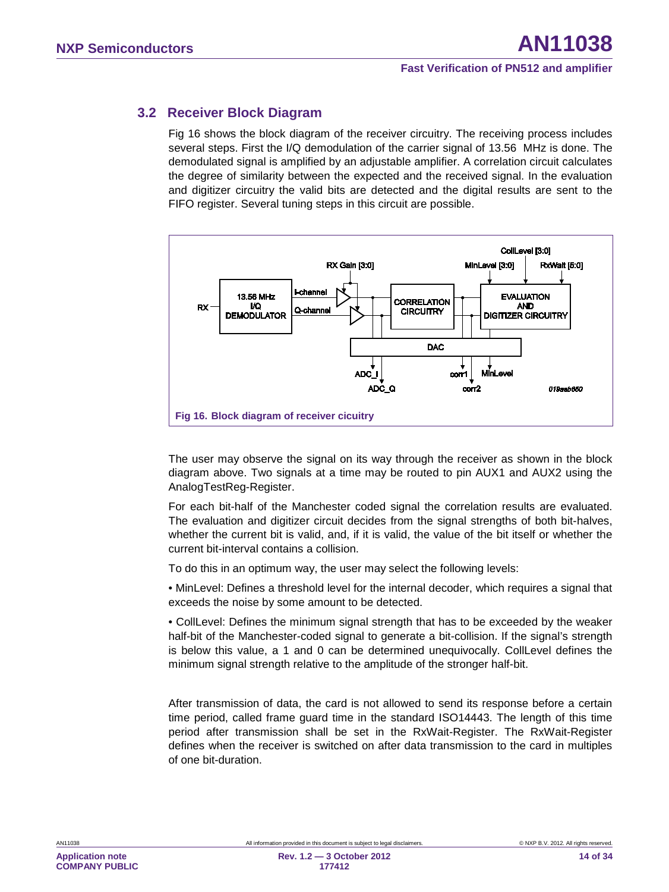## 3.2 Receiver Block Diagram

Fig 16 shows the block diagram of the receiver circuitry. The receiving process includes several steps. First the I/Q demodulation of the carrier signal of 13.56 MHz is done. The demodulated signal is amplified by an adjustable amplifier. A correlation circuit calculates the degree of similarity between the expected and the received signal. In the evaluation and digitizer circuitry the valid bits are detected and the digital results are sent to the FIFO register. Several tuning steps in this circuit are possible.

**Fig 16. Block diagram of receiver cicuitry**

The user may observe the signal on its way through the receiver as shown in the block diagram above. Two signals at a time may be routed to pin AUX1 and AUX2 using the AnalogTestReg-Register.

For each bit-half of the Manchester coded signal the correlation results are evaluated. The evaluation and digitizer circuit decides from the signal strengths of both bit-halves, whether the current bit is valid, and, if it is valid, the value of the bit itself or whether the current bit-interval contains a collision.

To do this in an optimum way, the user may select the following levels:

• MinLevel: Defines a threshold level for the internal decoder, which requires a signal that exceeds the noise by some amount to be detected.

• CollLevel: Defines the minimum signal strength that has to be exceeded by the weaker half-bit of the Manchester-coded signal to generate a bit-collision. If the signal's strength is below this value, a 1 and 0 can be determined unequivocally. CollLevel defines the minimum signal strength relative to the amplitude of the stronger half-bit.

After transmission of data, the card is not allowed to send its response before a certain time period, called frame guard time in the standard ISO14443. The length of this time period after transmission shall be set in the RxWait-Register. The RxWait-Register defines when the receiver is switched on after data transmission to the card in multiples of one bit-duration.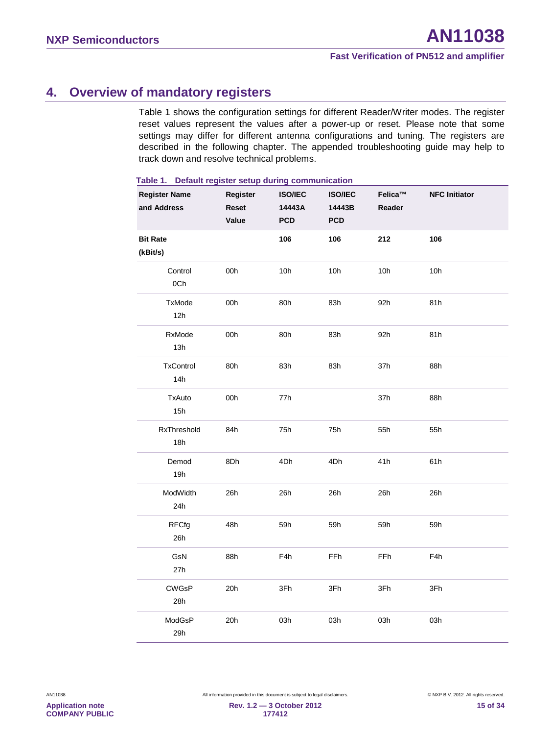# 4. Overview of mandatory registers

Table 1 shows the configuration settings for different Reader/Writer modes. The register reset values represent the values after a power-up or reset. Please note that some settings may differ for different antenna configurations and tuning. The registers are described in the following chapter. The appended troubleshooting guide may help to track down and resolve technical problems.

**Table 1. Default register setup during communication**

| Register Name and Address | Register Reset Value | ISO/IEC 14443A PCD | ISO/IEC 14443B PCD | Felica™ Reader | NFC Initiator |
|---|---|---|---|---|---|
| **Bit Rate (kBit/s)** | | **106** | **106** | **212** | **106** |
| Control 0Ch | 00h | 10h | 10h | 10h | 10h |
| TxMode 12h | 00h | 80h | 83h | 92h | 81h |
| RxMode 13h | 00h | 80h | 83h | 92h | 81h |
| TxControl 14h | 80h | 83h | 83h | 37h | 88h |
| TxAuto 15h | 00h | 77h | | 37h | 88h |
| RxThreshold 18h | 84h | 75h | 75h | 55h | 55h |
| Demod 19h | 8Dh | 4Dh | 4Dh | 41h | 61h |
| ModWidth 24h | 26h | 26h | 26h | 26h | 26h |
| RFCfg 26h | 48h | 59h | 59h | 59h | 59h |
| GsN 27h | 88h | F4h | FFh | FFh | F4h |
| CWGsP 28h | 20h | 3Fh | 3Fh | 3Fh | 3Fh |
| ModGsP 29h | 20h | 03h | 03h | 03h | 03h |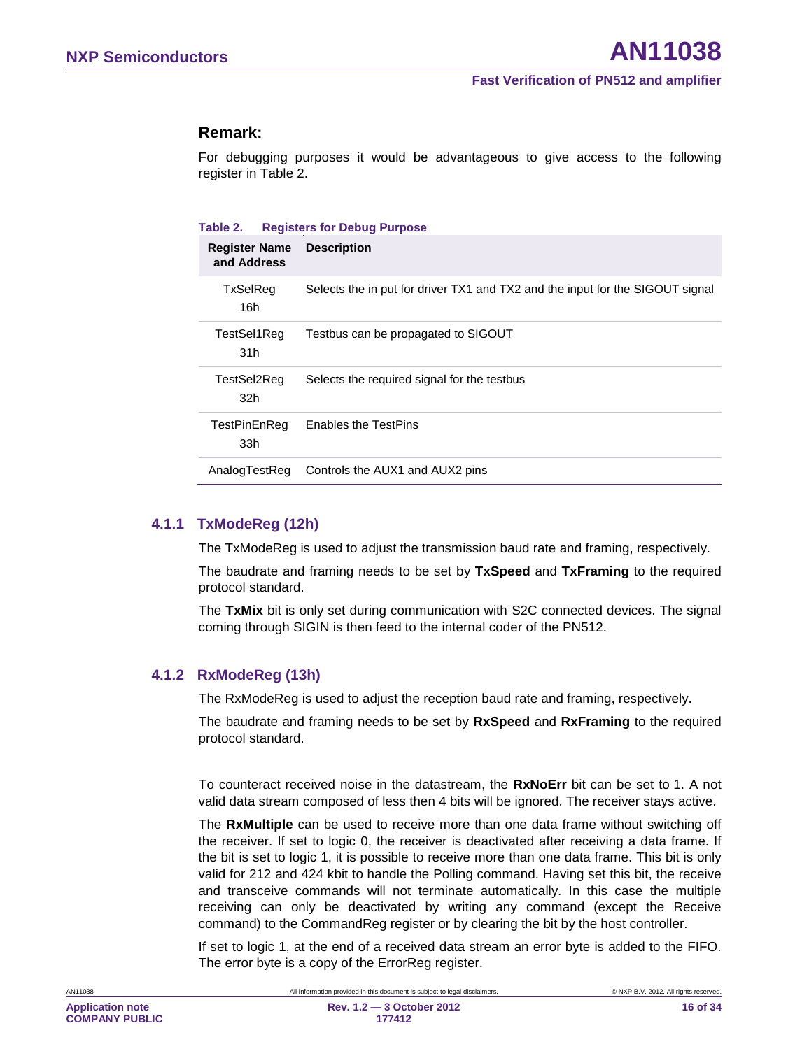### Remark:

For debugging purposes it would be advantageous to give access to the following register in Table 2.

**Table 2. Registers for Debug Purpose**

| Register Name and Address | Description |
|---|---|
| TxSelReg 16h | Selects the in put for driver TX1 and TX2 and the input for the SIGOUT signal |
| TestSel1Reg 31h | Testbus can be propagated to SIGOUT |
| TestSel2Reg 32h | Selects the required signal for the testbus |
| TestPinEnReg 33h | Enables the TestPins |
| AnalogTestReg | Controls the AUX1 and AUX2 pins |

### 4.1.1 TxModeReg (12h)

The TxModeReg is used to adjust the transmission baud rate and framing, respectively.

The baudrate and framing needs to be set by **TxSpeed** and **TxFraming** to the required protocol standard.

The **TxMix** bit is only set during communication with S2C connected devices. The signal coming through SIGIN is then feed to the internal coder of the PN512.

### 4.1.2 RxModeReg (13h)

The RxModeReg is used to adjust the reception baud rate and framing, respectively.

The baudrate and framing needs to be set by **RxSpeed** and **RxFraming** to the required protocol standard.

To counteract received noise in the datastream, the **RxNoErr** bit can be set to 1. A not valid data stream composed of less then 4 bits will be ignored. The receiver stays active.

The **RxMultiple** can be used to receive more than one data frame without switching off the receiver. If set to logic 0, the receiver is deactivated after receiving a data frame. If the bit is set to logic 1, it is possible to receive more than one data frame. This bit is only valid for 212 and 424 kbit to handle the Polling command. Having set this bit, the receive and transceive commands will not terminate automatically. In this case the multiple receiving can only be deactivated by writing any command (except the Receive command) to the CommandReg register or by clearing the bit by the host controller.

If set to logic 1, at the end of a received data stream an error byte is added to the FIFO. The error byte is a copy of the ErrorReg register.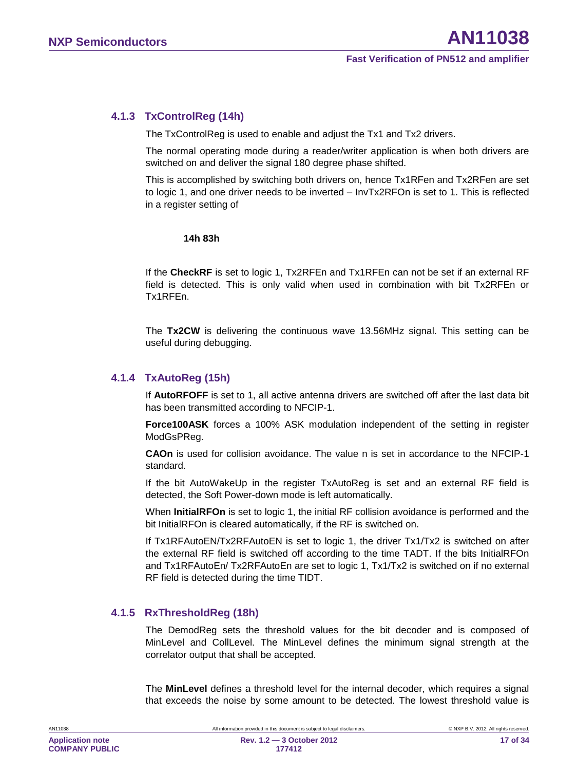### 4.1.3 TxControlReg (14h)

The TxControlReg is used to enable and adjust the Tx1 and Tx2 drivers.

The normal operating mode during a reader/writer application is when both drivers are switched on and deliver the signal 180 degree phase shifted.

This is accomplished by switching both drivers on, hence Tx1RFen and Tx2RFen are set to logic 1, and one driver needs to be inverted – InvTx2RFOn is set to 1. This is reflected in a register setting of

**14h 83h**

If the **CheckRF** is set to logic 1, Tx2RFEn and Tx1RFEn can not be set if an external RF field is detected. This is only valid when used in combination with bit Tx2RFEn or Tx1RFEn.

The **Tx2CW** is delivering the continuous wave 13.56MHz signal. This setting can be useful during debugging.

### 4.1.4 TxAutoReg (15h)

If **AutoRFOFF** is set to 1, all active antenna drivers are switched off after the last data bit has been transmitted according to NFCIP-1.

**Force100ASK** forces a 100% ASK modulation independent of the setting in register ModGsPReg.

**CAOn** is used for collision avoidance. The value n is set in accordance to the NFCIP-1 standard.

If the bit AutoWakeUp in the register TxAutoReg is set and an external RF field is detected, the Soft Power-down mode is left automatically.

When **InitialRFOn** is set to logic 1, the initial RF collision avoidance is performed and the bit InitialRFOn is cleared automatically, if the RF is switched on.

If Tx1RFAutoEN/Tx2RFAutoEN is set to logic 1, the driver Tx1/Tx2 is switched on after the external RF field is switched off according to the time TADT. If the bits InitialRFOn and Tx1RFAutoEn/ Tx2RFAutoEn are set to logic 1, Tx1/Tx2 is switched on if no external RF field is detected during the time TIDT.

### 4.1.5 RxThresholdReg (18h)

The DemodReg sets the threshold values for the bit decoder and is composed of MinLevel and CollLevel. The MinLevel defines the minimum signal strength at the correlator output that shall be accepted.

The **MinLevel** defines a threshold level for the internal decoder, which requires a signal that exceeds the noise by some amount to be detected. The lowest threshold value is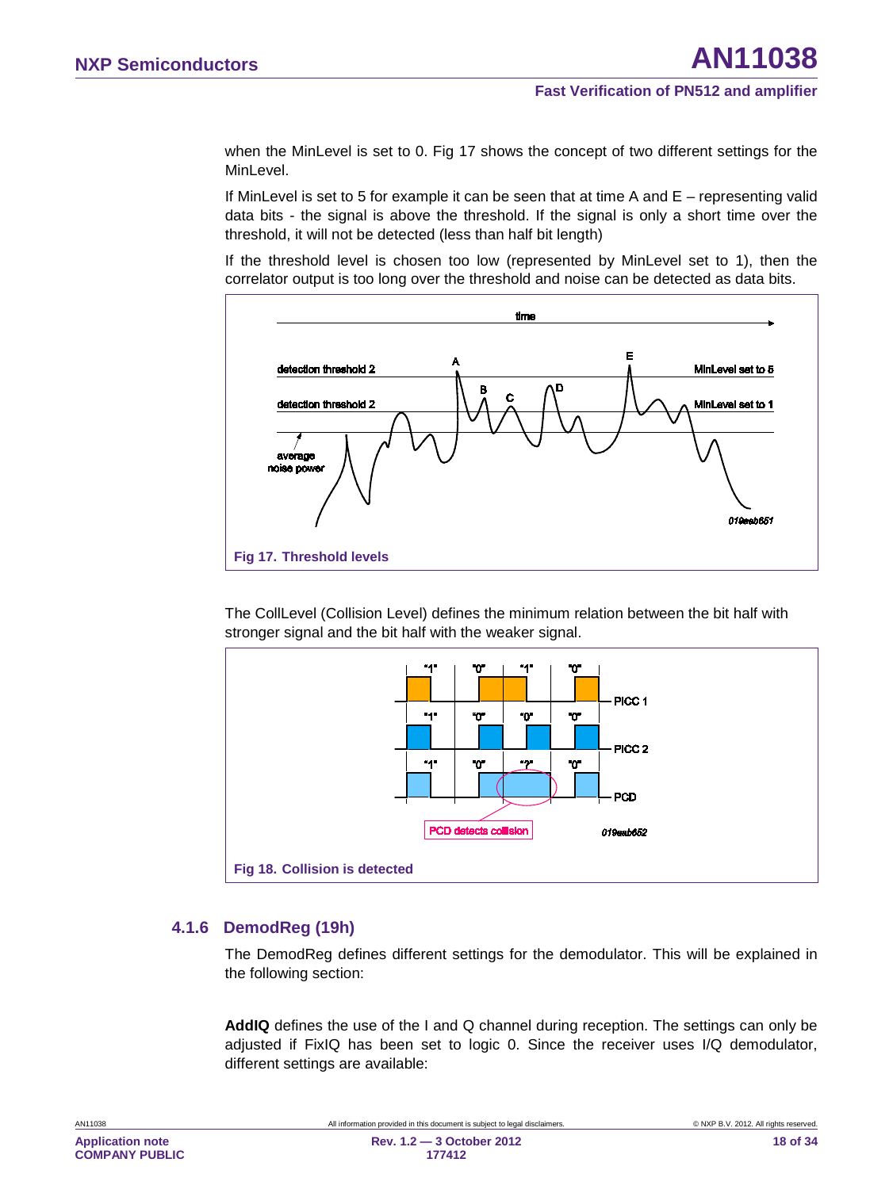when the MinLevel is set to 0. Fig 17 shows the concept of two different settings for the MinLevel.

If MinLevel is set to 5 for example it can be seen that at time A and E – representing valid data bits - the signal is above the threshold. If the signal is only a short time over the threshold, it will not be detected (less than half bit length)

If the threshold level is chosen too low (represented by MinLevel set to 1), then the correlator output is too long over the threshold and noise can be detected as data bits.

Fig 17. Threshold levels

The CollLevel (Collision Level) defines the minimum relation between the bit half with stronger signal and the bit half with the weaker signal.

Fig 18. Collision is detected

### 4.1.6 DemodReg (19h)

The DemodReg defines different settings for the demodulator. This will be explained in the following section:

**AddIQ** defines the use of the I and Q channel during reception. The settings can only be adjusted if FixIQ has been set to logic 0. Since the receiver uses I/Q demodulator, different settings are available: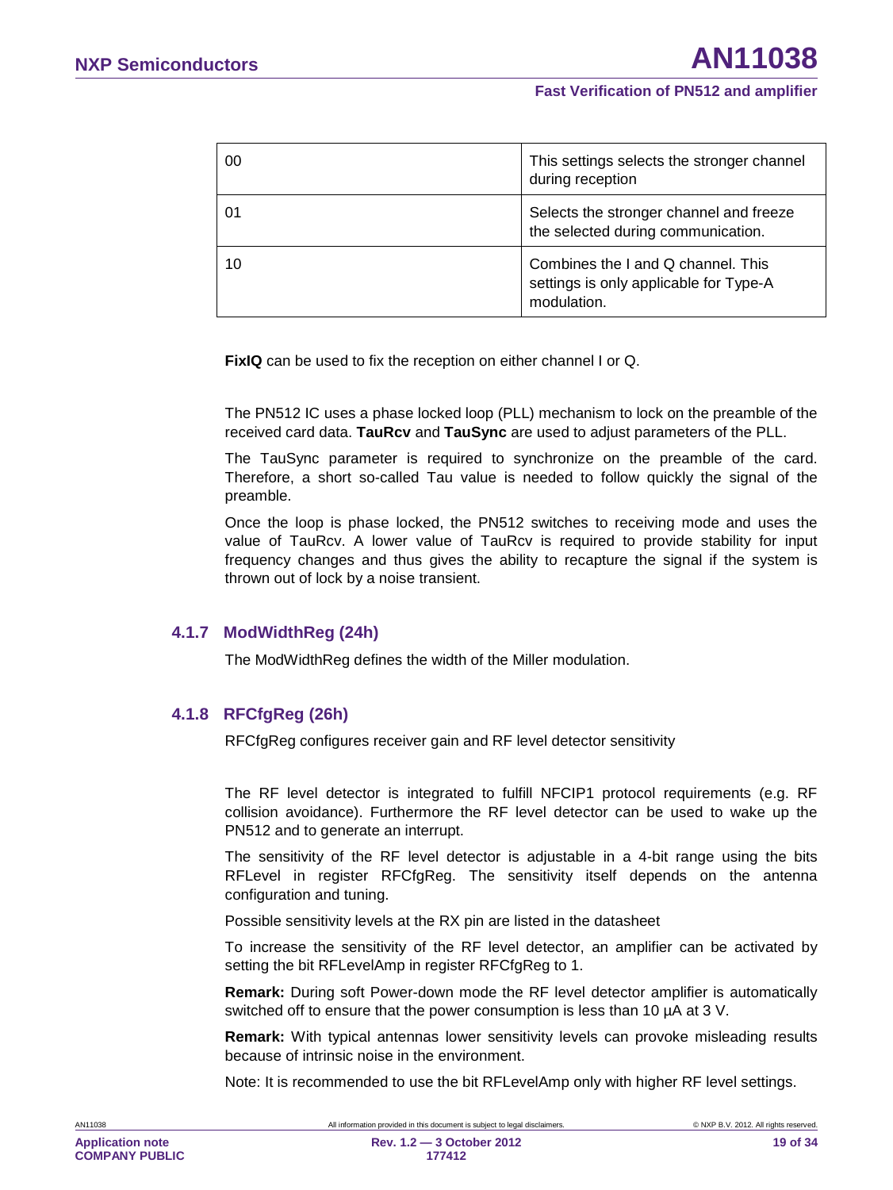| | |
|---|---|
| 00 | This settings selects the stronger channel during reception |
| 01 | Selects the stronger channel and freeze the selected during communication. |
| 10 | Combines the I and Q channel. This settings is only applicable for Type-A modulation. |

**FixIQ** can be used to fix the reception on either channel I or Q.

The PN512 IC uses a phase locked loop (PLL) mechanism to lock on the preamble of the received card data. **TauRcv** and **TauSync** are used to adjust parameters of the PLL.

The TauSync parameter is required to synchronize on the preamble of the card. Therefore, a short so-called Tau value is needed to follow quickly the signal of the preamble.

Once the loop is phase locked, the PN512 switches to receiving mode and uses the value of TauRcv. A lower value of TauRcv is required to provide stability for input frequency changes and thus gives the ability to recapture the signal if the system is thrown out of lock by a noise transient.

### 4.1.7 ModWidthReg (24h)

The ModWidthReg defines the width of the Miller modulation.

### 4.1.8 RFCfgReg (26h)

RFCfgReg configures receiver gain and RF level detector sensitivity

The RF level detector is integrated to fulfill NFCIP1 protocol requirements (e.g. RF collision avoidance). Furthermore the RF level detector can be used to wake up the PN512 and to generate an interrupt.

The sensitivity of the RF level detector is adjustable in a 4-bit range using the bits RFLevel in register RFCfgReg. The sensitivity itself depends on the antenna configuration and tuning.

Possible sensitivity levels at the RX pin are listed in the datasheet

To increase the sensitivity of the RF level detector, an amplifier can be activated by setting the bit RFLevelAmp in register RFCfgReg to 1.

**Remark:** During soft Power-down mode the RF level detector amplifier is automatically switched off to ensure that the power consumption is less than 10 µA at 3 V.

**Remark:** With typical antennas lower sensitivity levels can provoke misleading results because of intrinsic noise in the environment.

Note: It is recommended to use the bit RFLevelAmp only with higher RF level settings.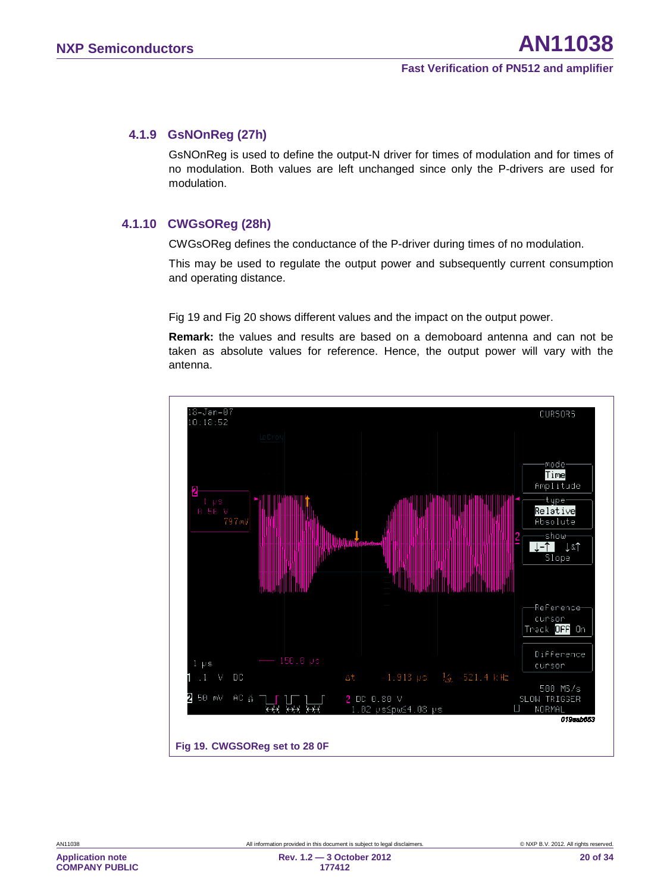### 4.1.9 GsNOnReg (27h)

GsNOnReg is used to define the output-N driver for times of modulation and for times of no modulation. Both values are left unchanged since only the P-drivers are used for modulation.

### 4.1.10 CWGsOReg (28h)

CWGsOReg defines the conductance of the P-driver during times of no modulation.

This may be used to regulate the output power and subsequently current consumption and operating distance.

Fig 19 and Fig 20 shows different values and the impact on the output power.

**Remark:** the values and results are based on a demoboard antenna and can not be taken as absolute values for reference. Hence, the output power will vary with the antenna.

**Fig 19. CWGSOReg set to 28 0F**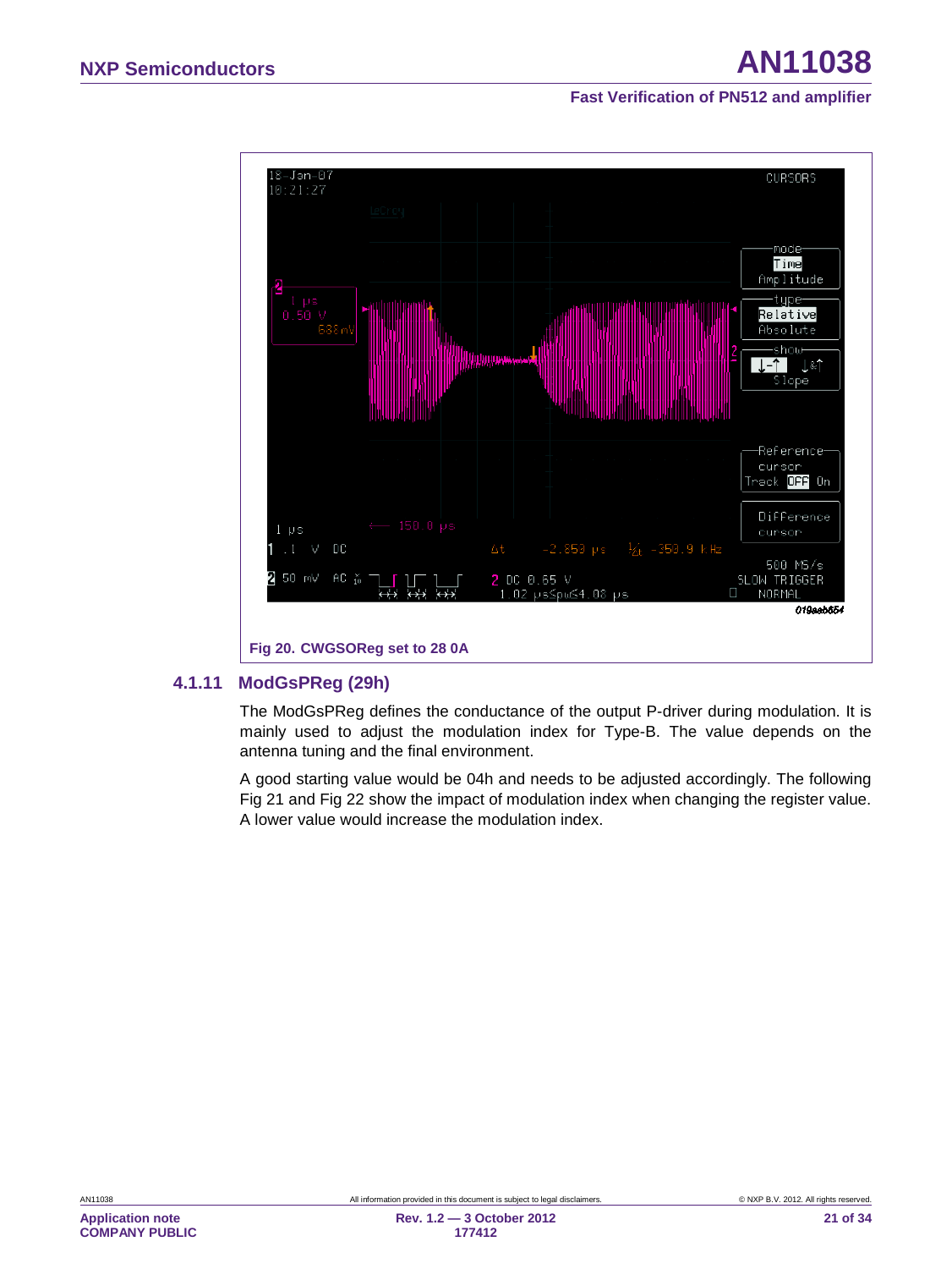Fig 20. CWGSOReg set to 28 0A

### 4.1.11 ModGsPReg (29h)

The ModGsPReg defines the conductance of the output P-driver during modulation. It is mainly used to adjust the modulation index for Type-B. The value depends on the antenna tuning and the final environment.

A good starting value would be 04h and needs to be adjusted accordingly. The following Fig 21 and Fig 22 show the impact of modulation index when changing the register value. A lower value would increase the modulation index.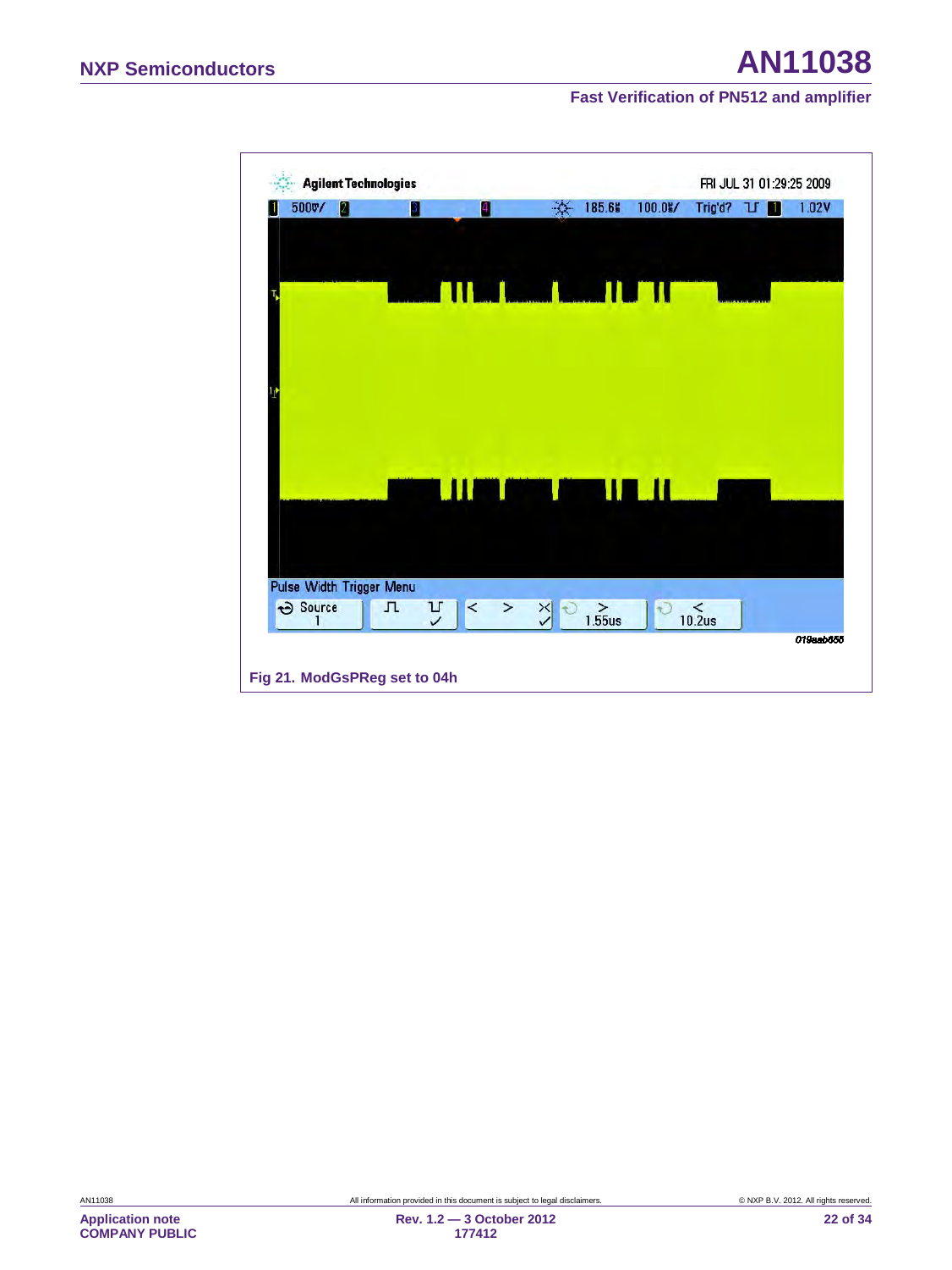Fig 21. ModGsPReg set to 04h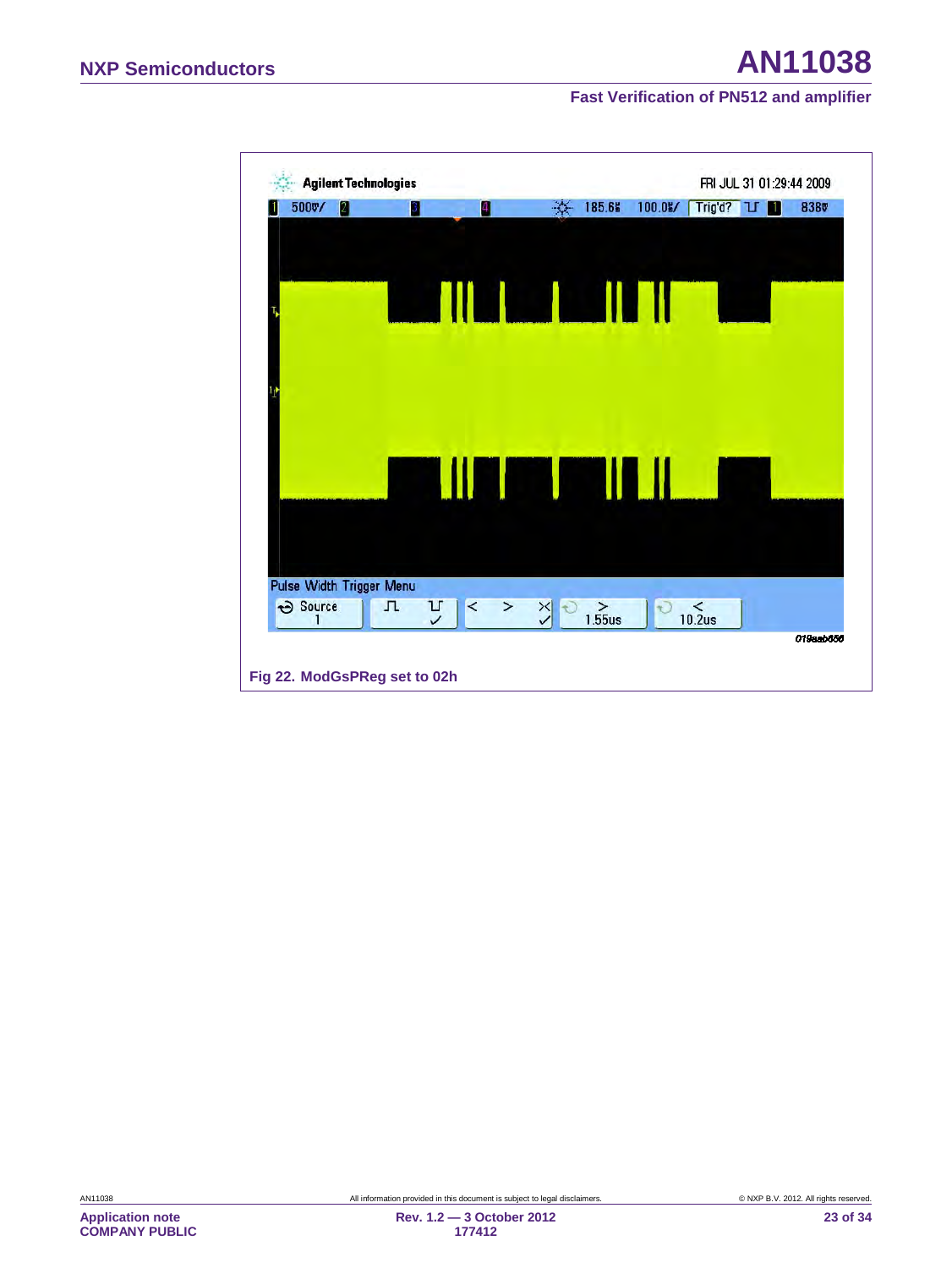Fig 22. ModGsPReg set to 02h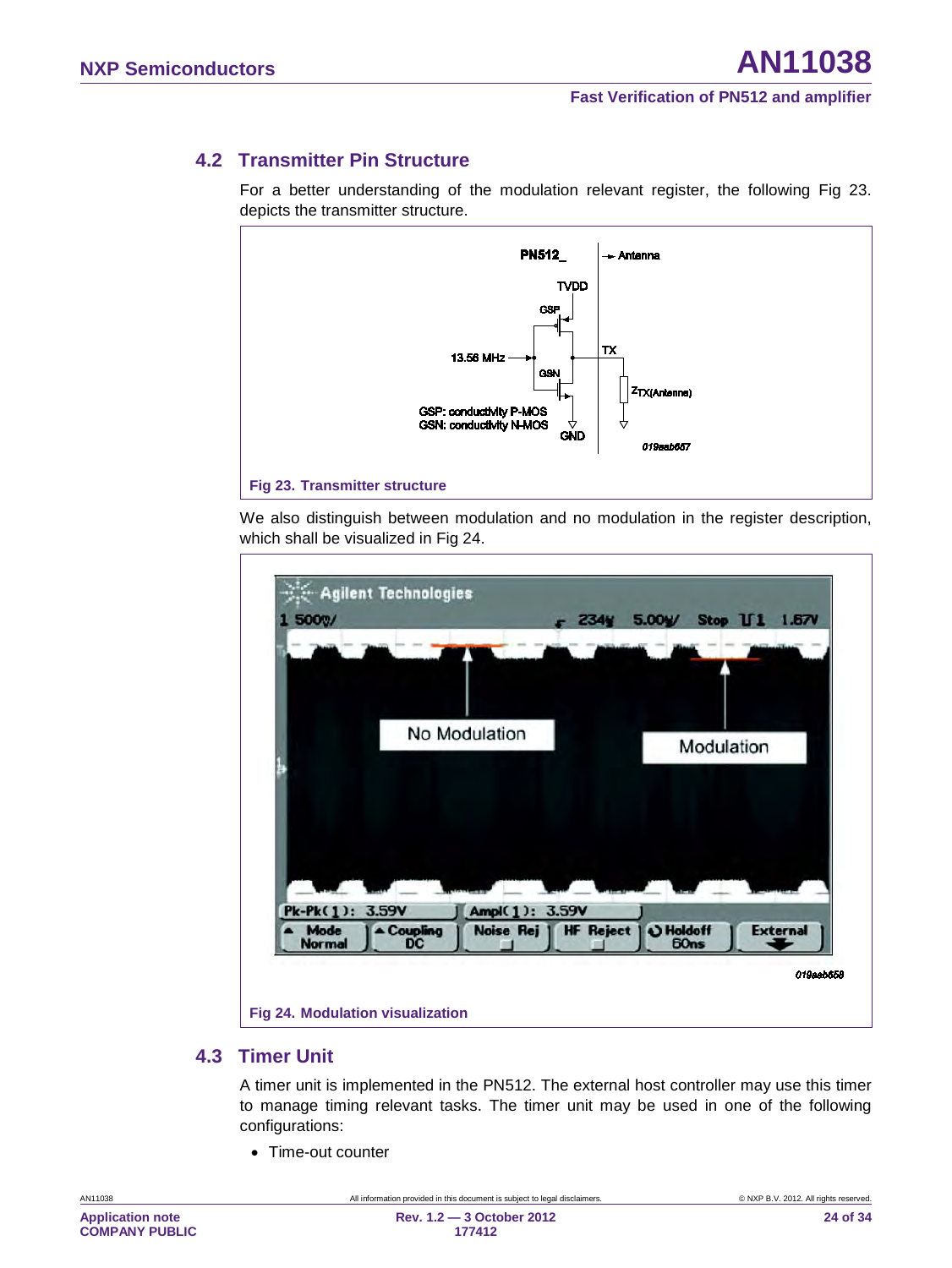## 4.2 Transmitter Pin Structure

For a better understanding of the modulation relevant register, the following Fig 23. depicts the transmitter structure.

Fig 23. Transmitter structure

We also distinguish between modulation and no modulation in the register description, which shall be visualized in Fig 24.

Fig 24. Modulation visualization

## 4.3 Timer Unit

A timer unit is implemented in the PN512. The external host controller may use this timer to manage timing relevant tasks. The timer unit may be used in one of the following configurations:

- Time-out counter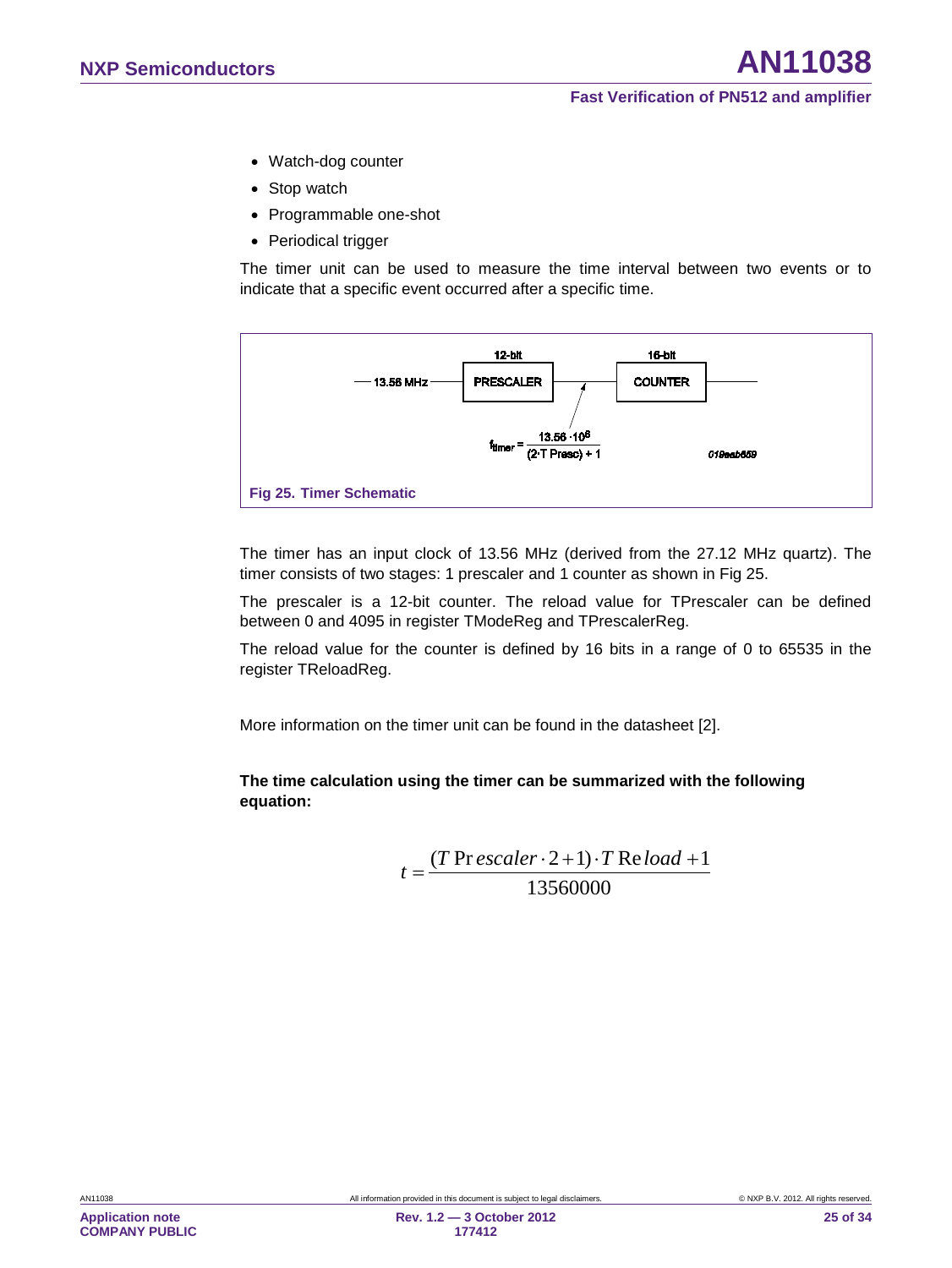- Watch-dog counter
- Stop watch
- Programmable one-shot
- Periodical trigger

The timer unit can be used to measure the time interval between two events or to indicate that a specific event occurred after a specific time.

12-bit PRESCALER — 16-bit COUNTER

13.56 MHz

$$f_{timer} = \frac{13.56 \cdot 10^6}{(2 \cdot T\,Presc) + 1}$$

019aab659

**Fig 25. Timer Schematic**

The timer has an input clock of 13.56 MHz (derived from the 27.12 MHz quartz). The timer consists of two stages: 1 prescaler and 1 counter as shown in Fig 25.

The prescaler is a 12-bit counter. The reload value for TPrescaler can be defined between 0 and 4095 in register TModeReg and TPrescalerReg.

The reload value for the counter is defined by 16 bits in a range of 0 to 65535 in the register TReloadReg.

More information on the timer unit can be found in the datasheet [2].

**The time calculation using the timer can be summarized with the following equation:**

$$t = \frac{(T\,\mathrm{Pr}\,escaler \cdot 2 + 1) \cdot T\,\mathrm{Re}\,load + 1}{13560000}$$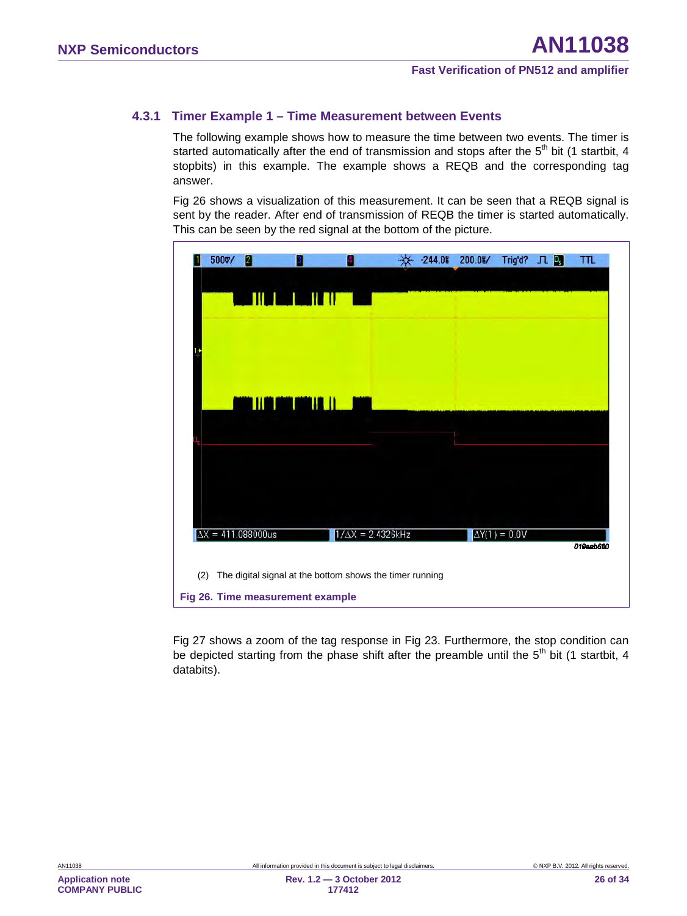### 4.3.1 Timer Example 1 – Time Measurement between Events

The following example shows how to measure the time between two events. The timer is started automatically after the end of transmission and stops after the 5th bit (1 startbit, 4 stopbits) in this example. The example shows a REQB and the corresponding tag answer.

Fig 26 shows a visualization of this measurement. It can be seen that a REQB signal is sent by the reader. After end of transmission of REQB the timer is started automatically. This can be seen by the red signal at the bottom of the picture.

(2) The digital signal at the bottom shows the timer running

**Fig 26. Time measurement example**

Fig 27 shows a zoom of the tag response in Fig 23. Furthermore, the stop condition can be depicted starting from the phase shift after the preamble until the 5th bit (1 startbit, 4 databits).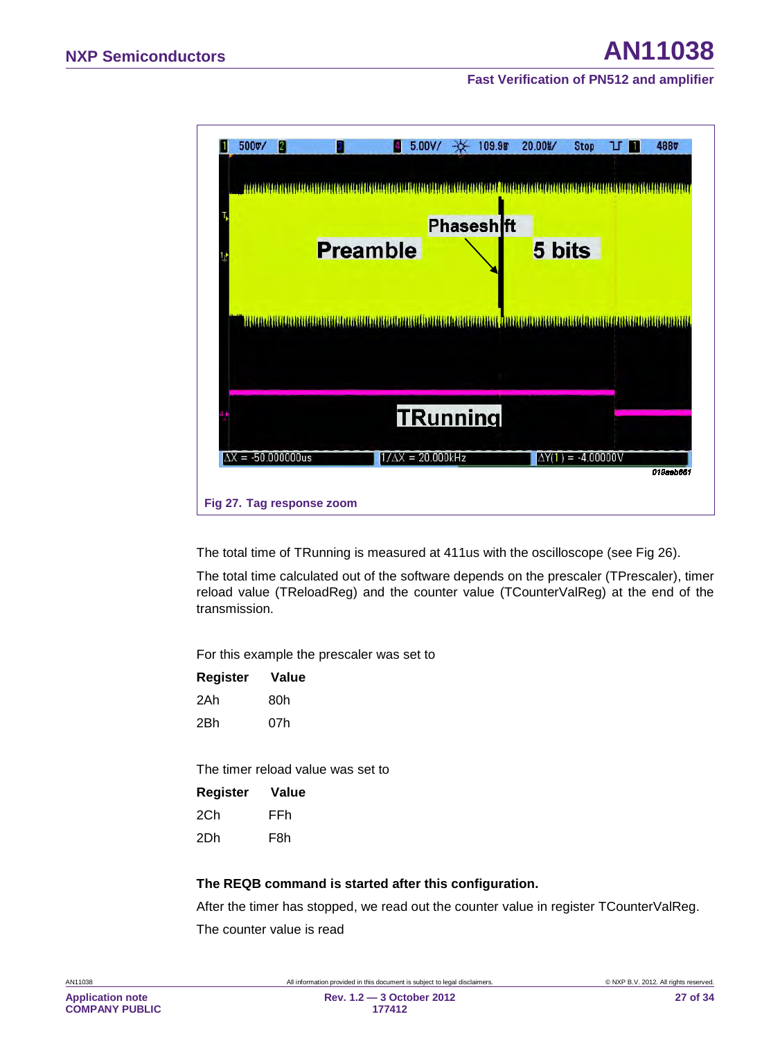Fig 27. Tag response zoom

The total time of TRunning is measured at 411us with the oscilloscope (see Fig 26).

The total time calculated out of the software depends on the prescaler (TPrescaler), timer reload value (TReloadReg) and the counter value (TCounterValReg) at the end of the transmission.

For this example the prescaler was set to

| Register | Value |
|---|---|
| 2Ah | 80h |
| 2Bh | 07h |

The timer reload value was set to

| Register | Value |
|---|---|
| 2Ch | FFh |
| 2Dh | F8h |

**The REQB command is started after this configuration.**

After the timer has stopped, we read out the counter value in register TCounterValReg.

The counter value is read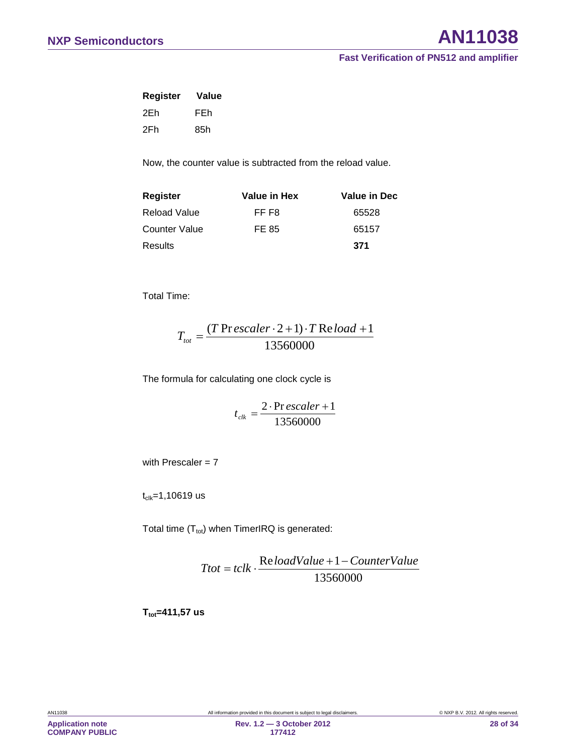| Register | Value |
| --- | --- |
| 2Eh | FEh |
| 2Fh | 85h |

Now, the counter value is subtracted from the reload value.

| Register | Value in Hex | Value in Dec |
| --- | --- | --- |
| Reload Value | FF F8 | 65528 |
| Counter Value | FE 85 | 65157 |
| Results | | **371** |

Total Time:

$$T_{tot} = \frac{(T\,\mathrm{Pr}\,escaler \cdot 2 + 1) \cdot T\,\mathrm{Re}\,load + 1}{13560000}$$

The formula for calculating one clock cycle is

$$t_{clk} = \frac{2 \cdot \mathrm{Pr}\,escaler + 1}{13560000}$$

with Prescaler = 7

$t_{clk}$=1,10619 us

Total time ($T_{tot}$) when TimerIRQ is generated:

$$Ttot = tclk \cdot \frac{\mathrm{Re}\,loadValue + 1 - CounterValue}{13560000}$$

**$T_{tot}$=411,57 us**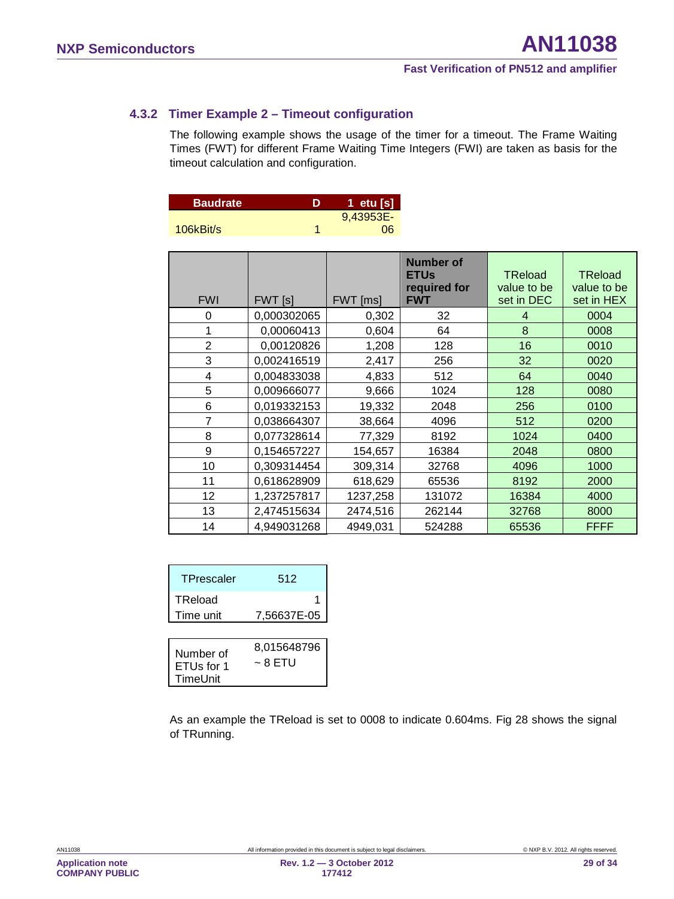### 4.3.2 Timer Example 2 – Timeout configuration

The following example shows the usage of the timer for a timeout. The Frame Waiting Times (FWT) for different Frame Waiting Time Integers (FWI) are taken as basis for the timeout calculation and configuration.

| Baudrate | D | 1 etu [s] |
|---|---|---|
| 106kBit/s | 1 | 9,43953E-06 |

| FWI | FWT [s] | FWT [ms] | Number of ETUs required for FWT | TReload value to be set in DEC | TReload value to be set in HEX |
|---|---|---|---|---|---|
| 0 | 0,000302065 | 0,302 | 32 | 4 | 0004 |
| 1 | 0,00060413 | 0,604 | 64 | 8 | 0008 |
| 2 | 0,00120826 | 1,208 | 128 | 16 | 0010 |
| 3 | 0,002416519 | 2,417 | 256 | 32 | 0020 |
| 4 | 0,004833038 | 4,833 | 512 | 64 | 0040 |
| 5 | 0,009666077 | 9,666 | 1024 | 128 | 0080 |
| 6 | 0,019332153 | 19,332 | 2048 | 256 | 0100 |
| 7 | 0,038664307 | 38,664 | 4096 | 512 | 0200 |
| 8 | 0,077328614 | 77,329 | 8192 | 1024 | 0400 |
| 9 | 0,154657227 | 154,657 | 16384 | 2048 | 0800 |
| 10 | 0,309314454 | 309,314 | 32768 | 4096 | 1000 |
| 11 | 0,618628909 | 618,629 | 65536 | 8192 | 2000 |
| 12 | 1,237257817 | 1237,258 | 131072 | 16384 | 4000 |
| 13 | 2,474515634 | 2474,516 | 262144 | 32768 | 8000 |
| 14 | 4,949031268 | 4949,031 | 524288 | 65536 | FFFF |

| TPrescaler | 512 |
|---|---|
| TReload | 1 |
| Time unit | 7,56637E-05 |

| Number of ETUs for 1 TimeUnit | 8,015648796 ~ 8 ETU |
|---|---|

As an example the TReload is set to 0008 to indicate 0.604ms. Fig 28 shows the signal of TRunning.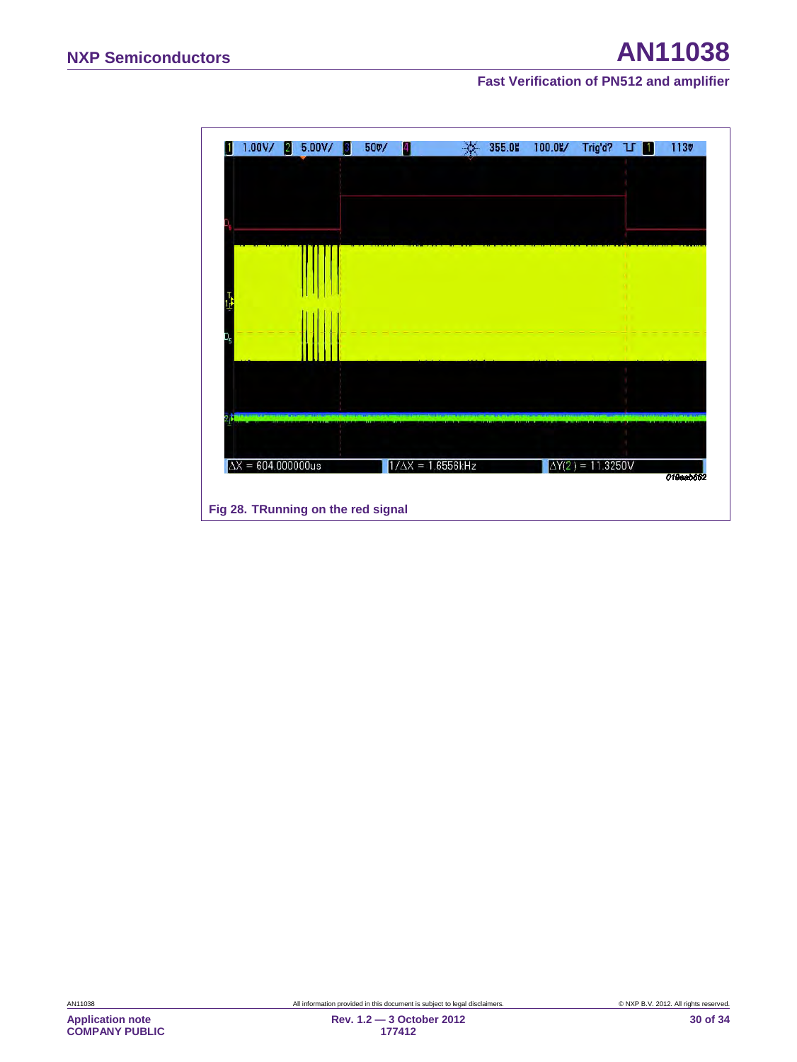Fig 28. TRunning on the red signal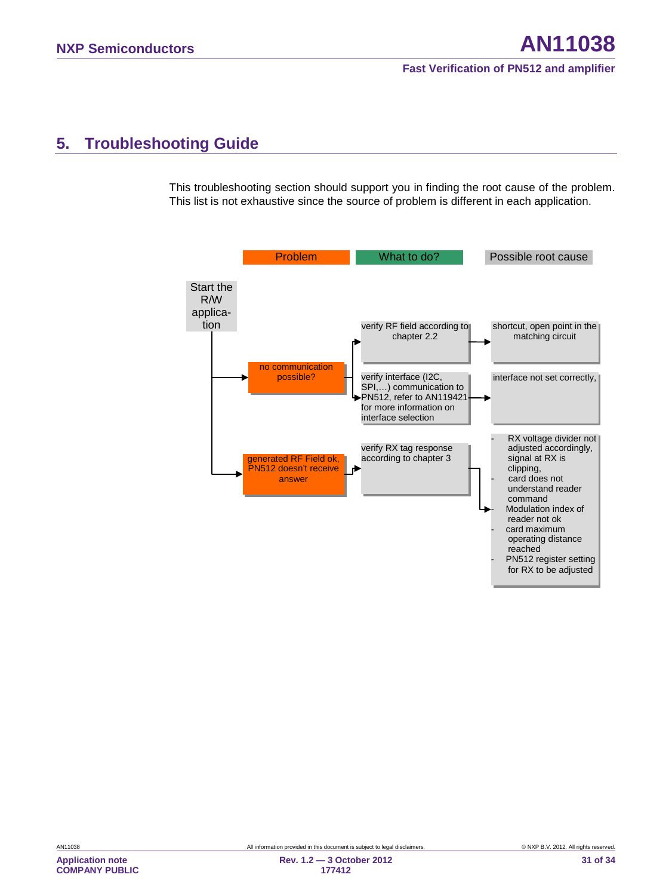## 5. Troubleshooting Guide

This troubleshooting section should support you in finding the root cause of the problem. This list is not exhaustive since the source of problem is different in each application.

Start the R/W application

| Problem | What to do? | Possible root cause |
|---|---|---|
| no communication possible? | verify RF field according to chapter 2.2 | shortcut, open point in the matching circuit |
| | verify interface (I2C, SPI,…) communication to PN512, refer to AN119421 for more information on interface selection | interface not set correctly, |
| generated RF Field ok, PN512 doesn't receive answer | verify RX tag response according to chapter 3 | - RX voltage divider not adjusted accordingly, signal at RX is clipping,<br>- card does not understand reader command<br>- Modulation index of reader not ok<br>- card maximum operating distance reached<br>- PN512 register setting for RX to be adjusted |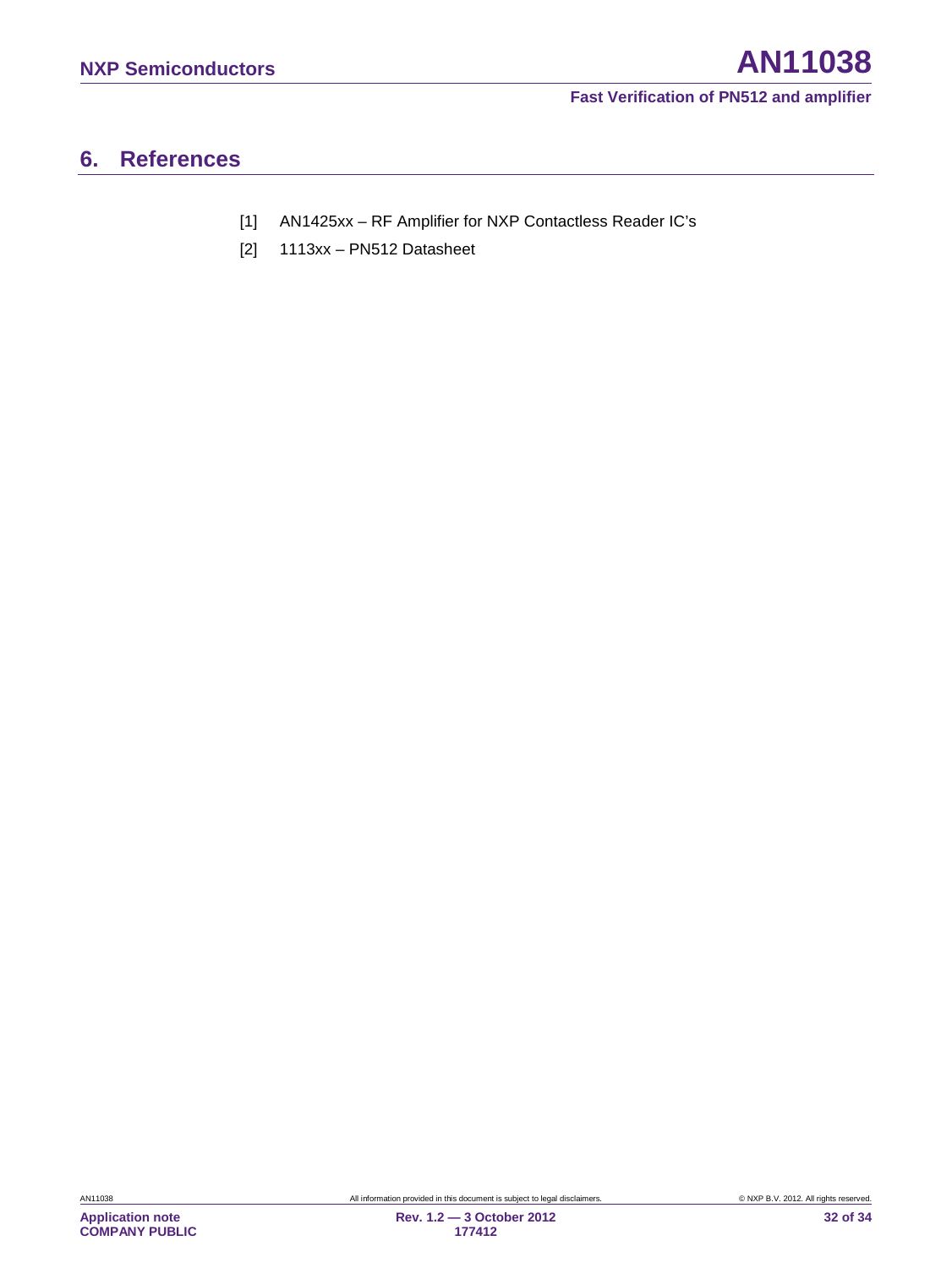# 6. References

[1] AN1425xx – RF Amplifier for NXP Contactless Reader IC's

[2] 1113xx – PN512 Datasheet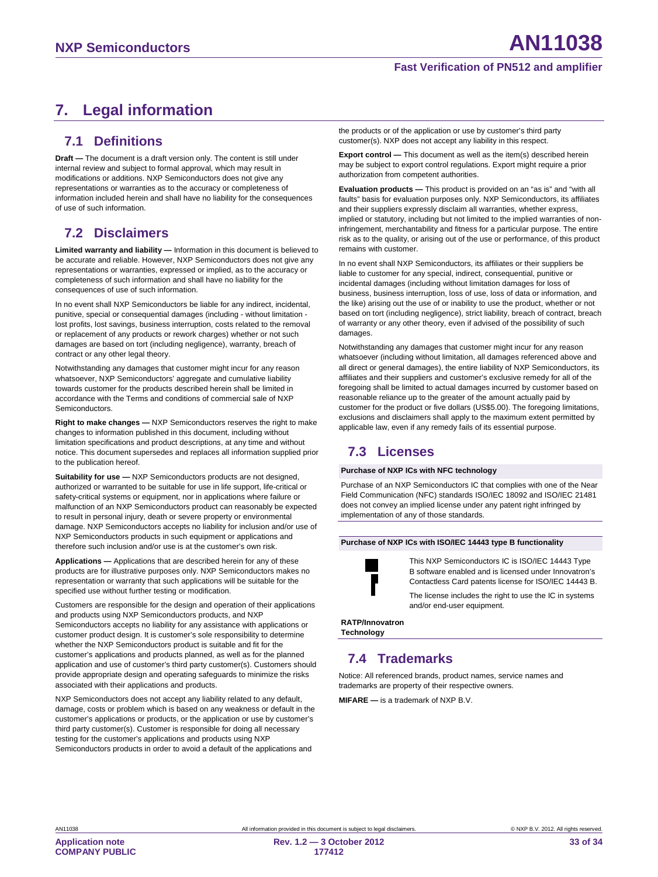# 7. Legal information

## 7.1 Definitions

**Draft —** The document is a draft version only. The content is still under internal review and subject to formal approval, which may result in modifications or additions. NXP Semiconductors does not give any representations or warranties as to the accuracy or completeness of information included herein and shall have no liability for the consequences of use of such information.

## 7.2 Disclaimers

**Limited warranty and liability —** Information in this document is believed to be accurate and reliable. However, NXP Semiconductors does not give any representations or warranties, expressed or implied, as to the accuracy or completeness of such information and shall have no liability for the consequences of use of such information.

In no event shall NXP Semiconductors be liable for any indirect, incidental, punitive, special or consequential damages (including - without limitation - lost profits, lost savings, business interruption, costs related to the removal or replacement of any products or rework charges) whether or not such damages are based on tort (including negligence), warranty, breach of contract or any other legal theory.

Notwithstanding any damages that customer might incur for any reason whatsoever, NXP Semiconductors' aggregate and cumulative liability towards customer for the products described herein shall be limited in accordance with the Terms and conditions of commercial sale of NXP Semiconductors.

**Right to make changes —** NXP Semiconductors reserves the right to make changes to information published in this document, including without limitation specifications and product descriptions, at any time and without notice. This document supersedes and replaces all information supplied prior to the publication hereof.

**Suitability for use —** NXP Semiconductors products are not designed, authorized or warranted to be suitable for use in life support, life-critical or safety-critical systems or equipment, nor in applications where failure or malfunction of an NXP Semiconductors product can reasonably be expected to result in personal injury, death or severe property or environmental damage. NXP Semiconductors accepts no liability for inclusion and/or use of NXP Semiconductors products in such equipment or applications and therefore such inclusion and/or use is at the customer's own risk.

**Applications —** Applications that are described herein for any of these products are for illustrative purposes only. NXP Semiconductors makes no representation or warranty that such applications will be suitable for the specified use without further testing or modification.

Customers are responsible for the design and operation of their applications and products using NXP Semiconductors products, and NXP Semiconductors accepts no liability for any assistance with applications or customer product design. It is customer's sole responsibility to determine whether the NXP Semiconductors product is suitable and fit for the customer's applications and products planned, as well as for the planned application and use of customer's third party customer(s). Customers should provide appropriate design and operating safeguards to minimize the risks associated with their applications and products.

NXP Semiconductors does not accept any liability related to any default, damage, costs or problem which is based on any weakness or default in the customer's applications or products, or the application or use by customer's third party customer(s). Customer is responsible for doing all necessary testing for the customer's applications and products using NXP Semiconductors products in order to avoid a default of the applications and the products or of the application or use by customer's third party customer(s). NXP does not accept any liability in this respect.

**Export control —** This document as well as the item(s) described herein may be subject to export control regulations. Export might require a prior authorization from competent authorities.

**Evaluation products —** This product is provided on an "as is" and "with all faults" basis for evaluation purposes only. NXP Semiconductors, its affiliates and their suppliers expressly disclaim all warranties, whether express, implied or statutory, including but not limited to the implied warranties of non-infringement, merchantability and fitness for a particular purpose. The entire risk as to the quality, or arising out of the use or performance, of this product remains with customer.

In no event shall NXP Semiconductors, its affiliates or their suppliers be liable to customer for any special, indirect, consequential, punitive or incidental damages (including without limitation damages for loss of business, business interruption, loss of use, loss of data or information, and the like) arising out the use of or inability to use the product, whether or not based on tort (including negligence), strict liability, breach of contract, breach of warranty or any other theory, even if advised of the possibility of such damages.

Notwithstanding any damages that customer might incur for any reason whatsoever (including without limitation, all damages referenced above and all direct or general damages), the entire liability of NXP Semiconductors, its affiliates and their suppliers and customer's exclusive remedy for all of the foregoing shall be limited to actual damages incurred by customer based on reasonable reliance up to the greater of the amount actually paid by customer for the product or five dollars (US$5.00). The foregoing limitations, exclusions and disclaimers shall apply to the maximum extent permitted by applicable law, even if any remedy fails of its essential purpose.

## 7.3 Licenses

**Purchase of NXP ICs with NFC technology**

Purchase of an NXP Semiconductors IC that complies with one of the Near Field Communication (NFC) standards ISO/IEC 18092 and ISO/IEC 21481 does not convey an implied license under any patent right infringed by implementation of any of those standards.

**Purchase of NXP ICs with ISO/IEC 14443 type B functionality**

This NXP Semiconductors IC is ISO/IEC 14443 Type B software enabled and is licensed under Innovatron's Contactless Card patents license for ISO/IEC 14443 B.

The license includes the right to use the IC in systems and/or end-user equipment.

**RATP/Innovatron Technology**

## 7.4 Trademarks

Notice: All referenced brands, product names, service names and trademarks are property of their respective owners.

**MIFARE —** is a trademark of NXP B.V.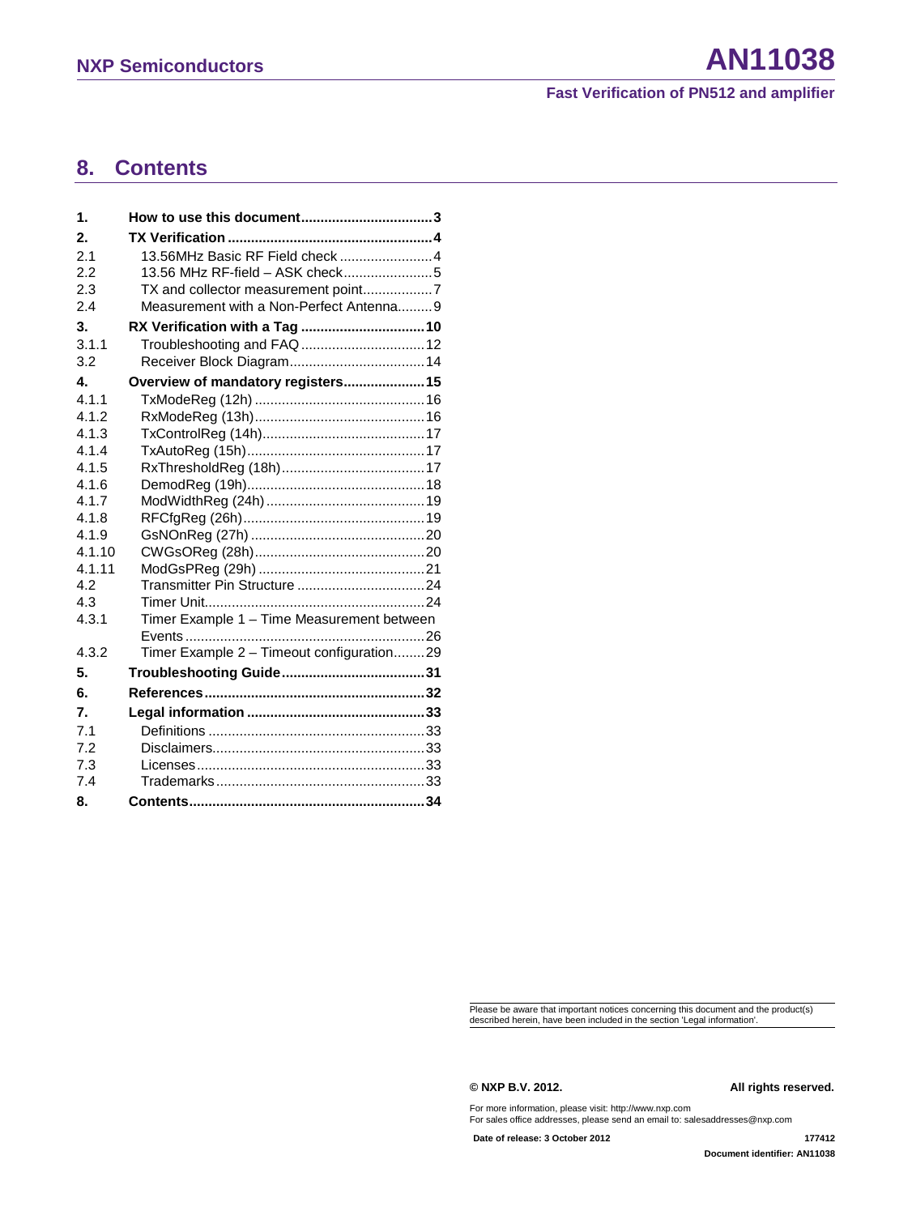## 8. Contents

| | | |
|---|---|---|
| **1.** | **How to use this document** | **3** |
| **2.** | **TX Verification** | **4** |
| 2.1 | 13.56MHz Basic RF Field check | 4 |
| 2.2 | 13.56 MHz RF-field – ASK check | 5 |
| 2.3 | TX and collector measurement point | 7 |
| 2.4 | Measurement with a Non-Perfect Antenna | 9 |
| **3.** | **RX Verification with a Tag** | **10** |
| 3.1.1 | Troubleshooting and FAQ | 12 |
| 3.2 | Receiver Block Diagram | 14 |
| **4.** | **Overview of mandatory registers** | **15** |
| 4.1.1 | TxModeReg (12h) | 16 |
| 4.1.2 | RxModeReg (13h) | 16 |
| 4.1.3 | TxControlReg (14h) | 17 |
| 4.1.4 | TxAutoReg (15h) | 17 |
| 4.1.5 | RxThresholdReg (18h) | 17 |
| 4.1.6 | DemodReg (19h) | 18 |
| 4.1.7 | ModWidthReg (24h) | 19 |
| 4.1.8 | RFCfgReg (26h) | 19 |
| 4.1.9 | GsNOnReg (27h) | 20 |
| 4.1.10 | CWGsOReg (28h) | 20 |
| 4.1.11 | ModGsPReg (29h) | 21 |
| 4.2 | Transmitter Pin Structure | 24 |
| 4.3 | Timer Unit | 24 |
| 4.3.1 | Timer Example 1 – Time Measurement between Events | 26 |
| 4.3.2 | Timer Example 2 – Timeout configuration | 29 |
| **5.** | **Troubleshooting Guide** | **31** |
| **6.** | **References** | **32** |
| **7.** | **Legal information** | **33** |
| 7.1 | Definitions | 33 |
| 7.2 | Disclaimers | 33 |
| 7.3 | Licenses | 33 |
| 7.4 | Trademarks | 33 |
| **8.** | **Contents** | **34** |

Please be aware that important notices concerning this document and the product(s) described herein, have been included in the section 'Legal information'.

**© NXP B.V. 2012.** **All rights reserved.**

For more information, please visit: http://www.nxp.com
For sales office addresses, please send an email to: salesaddresses@nxp.com

**Date of release: 3 October 2012** **177412**

**Document identifier: AN11038**